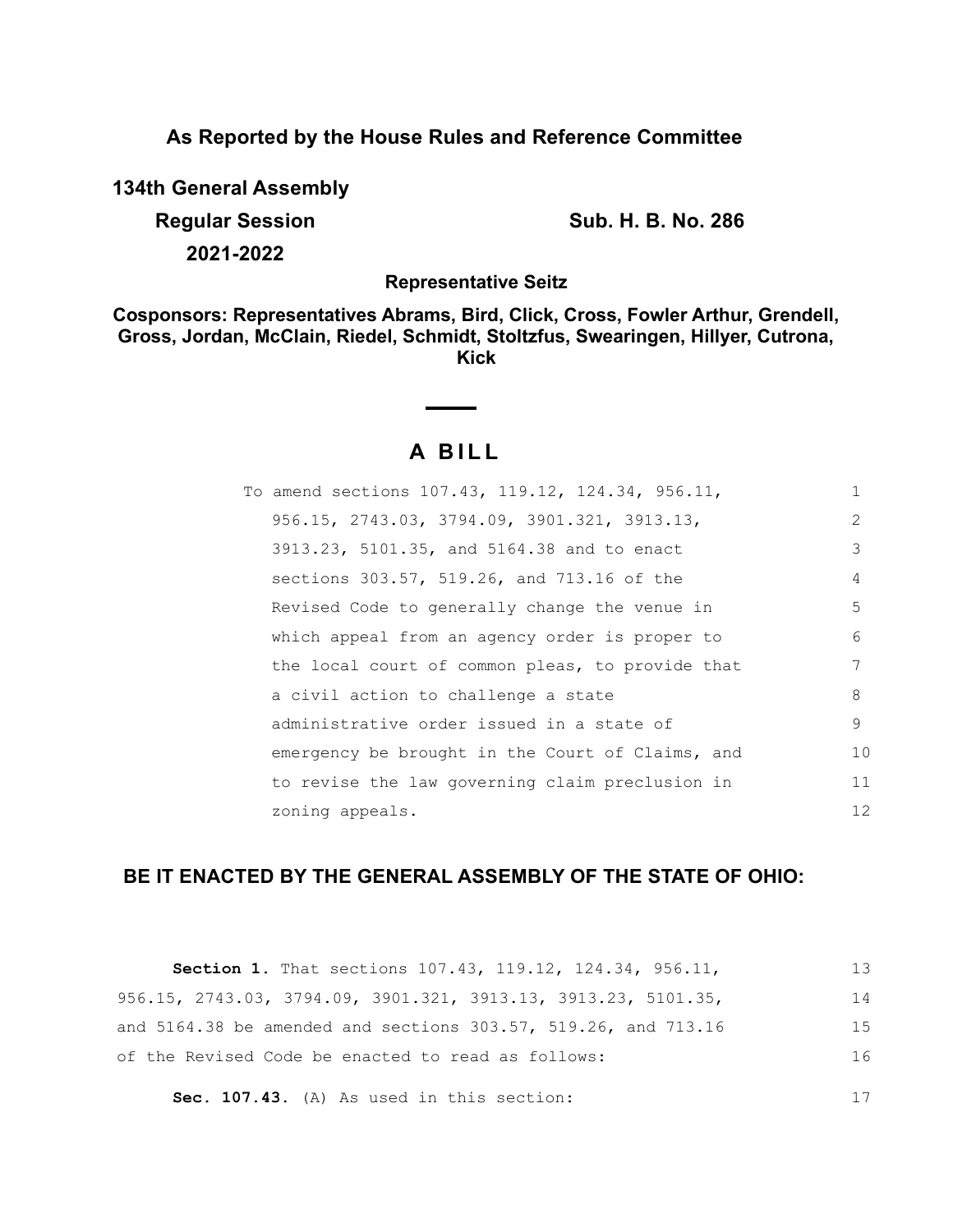## As Reported by the House Rules and Reference Committee

**134th General Assembly**

**Regular Session** **Sub. H. B. No. 286**

**2021-2022**

**Representative Seitz**

**Cosponsors: Representatives Abrams, Bird, Click, Cross, Fowler Arthur, Grendell, Gross, Jordan, McClain, Riedel, Schmidt, Stoltzfus, Swearingen, Hillyer, Cutrona, Kick**

# A BILL

To amend sections 107.43, 119.12, 124.34, 956.11, 956.15, 2743.03, 3794.09, 3901.321, 3913.13, 3913.23, 5101.35, and 5164.38 and to enact sections 303.57, 519.26, and 713.16 of the Revised Code to generally change the venue in which appeal from an agency order is proper to the local court of common pleas, to provide that a civil action to challenge a state administrative order issued in a state of emergency be brought in the Court of Claims, and to revise the law governing claim preclusion in zoning appeals.

**BE IT ENACTED BY THE GENERAL ASSEMBLY OF THE STATE OF OHIO:**

**Section 1.** That sections 107.43, 119.12, 124.34, 956.11, 956.15, 2743.03, 3794.09, 3901.321, 3913.13, 3913.23, 5101.35, and 5164.38 be amended and sections 303.57, 519.26, and 713.16 of the Revised Code be enacted to read as follows:

**Sec. 107.43.** (A) As used in this section: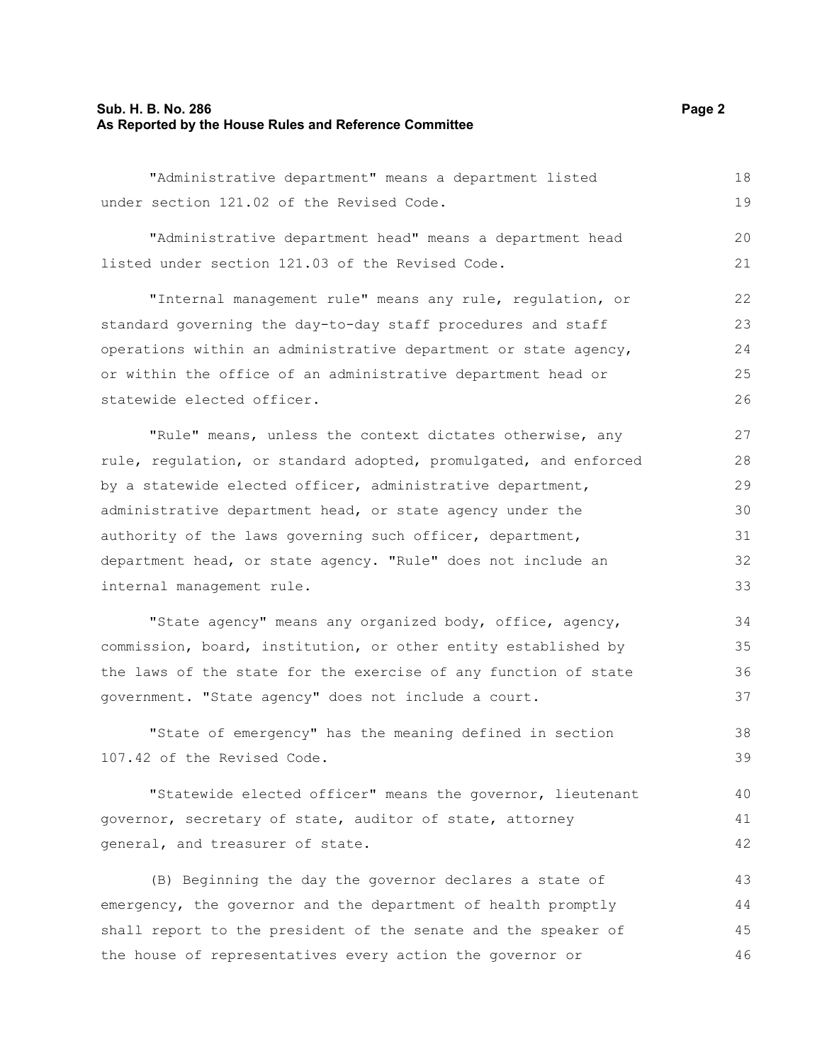"Administrative department" means a department listed under section 121.02 of the Revised Code.

"Administrative department head" means a department head listed under section 121.03 of the Revised Code.

"Internal management rule" means any rule, regulation, or standard governing the day-to-day staff procedures and staff operations within an administrative department or state agency, or within the office of an administrative department head or statewide elected officer.

"Rule" means, unless the context dictates otherwise, any rule, regulation, or standard adopted, promulgated, and enforced by a statewide elected officer, administrative department, administrative department head, or state agency under the authority of the laws governing such officer, department, department head, or state agency. "Rule" does not include an internal management rule.

"State agency" means any organized body, office, agency, commission, board, institution, or other entity established by the laws of the state for the exercise of any function of state government. "State agency" does not include a court.

"State of emergency" has the meaning defined in section 107.42 of the Revised Code.

"Statewide elected officer" means the governor, lieutenant governor, secretary of state, auditor of state, attorney general, and treasurer of state.

(B) Beginning the day the governor declares a state of emergency, the governor and the department of health promptly shall report to the president of the senate and the speaker of the house of representatives every action the governor or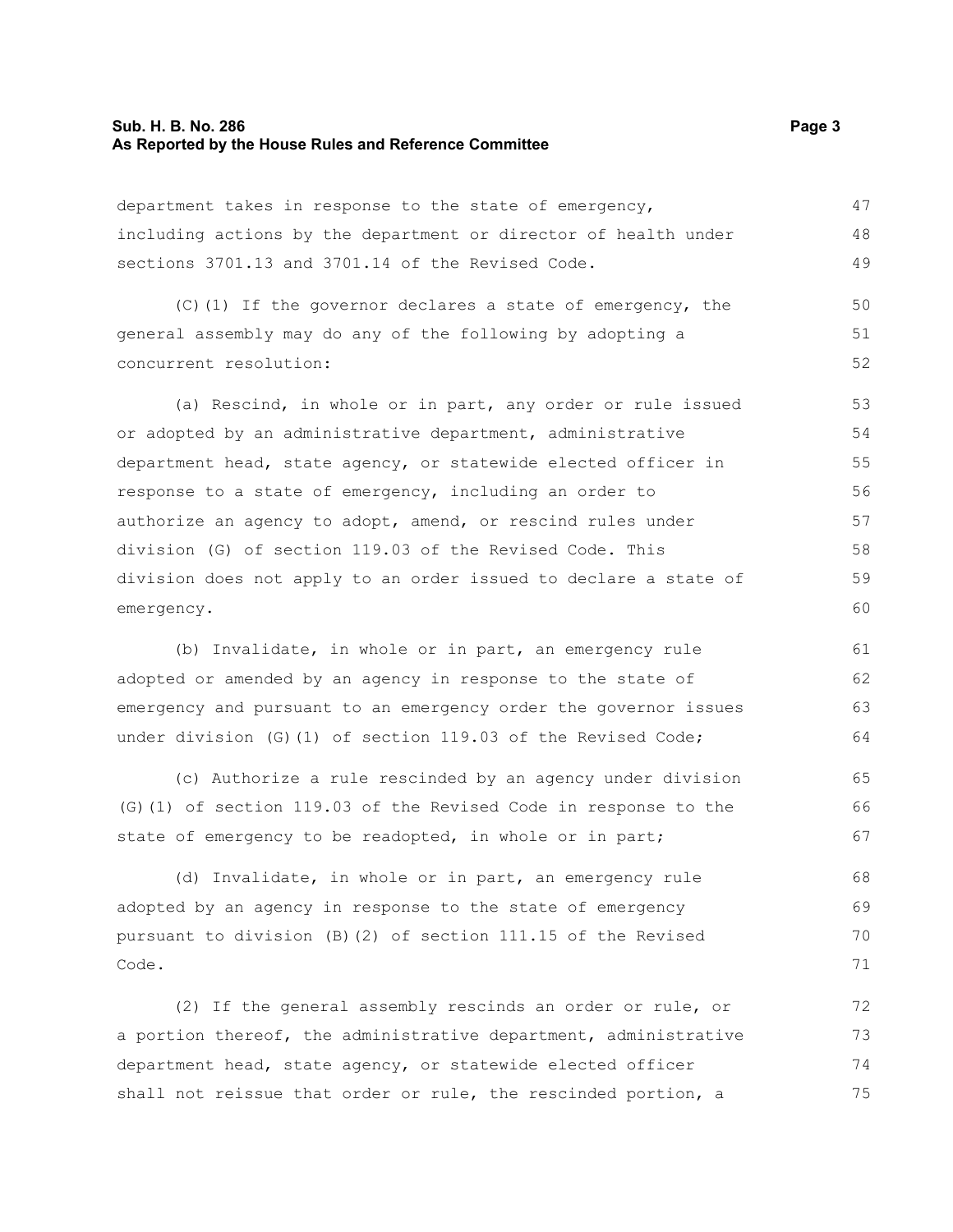department takes in response to the state of emergency, including actions by the department or director of health under sections 3701.13 and 3701.14 of the Revised Code.

(C)(1) If the governor declares a state of emergency, the general assembly may do any of the following by adopting a concurrent resolution:

(a) Rescind, in whole or in part, any order or rule issued or adopted by an administrative department, administrative department head, state agency, or statewide elected officer in response to a state of emergency, including an order to authorize an agency to adopt, amend, or rescind rules under division (G) of section 119.03 of the Revised Code. This division does not apply to an order issued to declare a state of emergency.

(b) Invalidate, in whole or in part, an emergency rule adopted or amended by an agency in response to the state of emergency and pursuant to an emergency order the governor issues under division (G)(1) of section 119.03 of the Revised Code;

(c) Authorize a rule rescinded by an agency under division (G)(1) of section 119.03 of the Revised Code in response to the state of emergency to be readopted, in whole or in part;

(d) Invalidate, in whole or in part, an emergency rule adopted by an agency in response to the state of emergency pursuant to division (B)(2) of section 111.15 of the Revised Code.

(2) If the general assembly rescinds an order or rule, or a portion thereof, the administrative department, administrative department head, state agency, or statewide elected officer shall not reissue that order or rule, the rescinded portion, a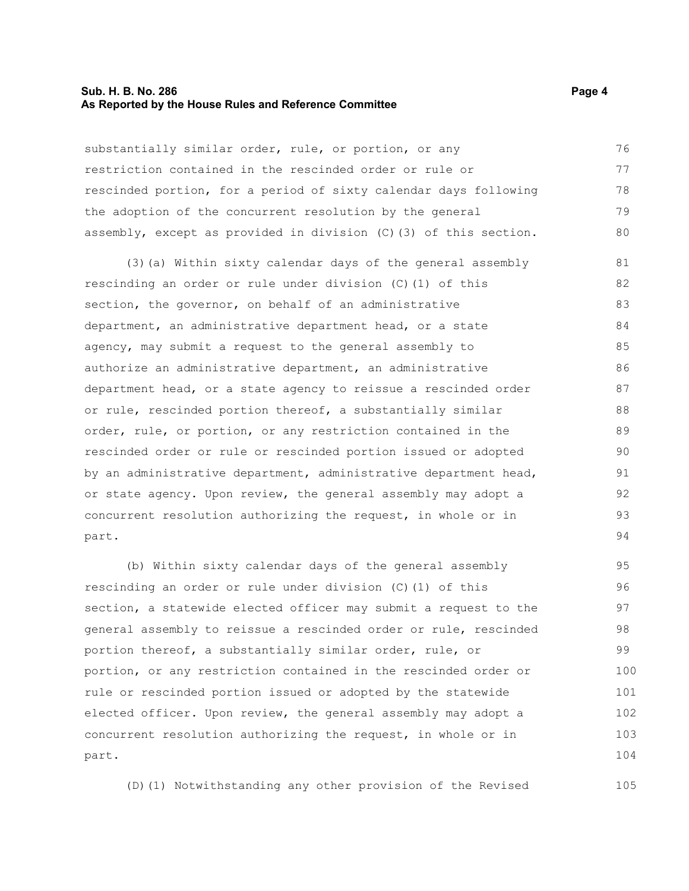substantially similar order, rule, or portion, or any restriction contained in the rescinded order or rule or rescinded portion, for a period of sixty calendar days following the adoption of the concurrent resolution by the general assembly, except as provided in division (C)(3) of this section.

(3)(a) Within sixty calendar days of the general assembly rescinding an order or rule under division (C)(1) of this section, the governor, on behalf of an administrative department, an administrative department head, or a state agency, may submit a request to the general assembly to authorize an administrative department, an administrative department head, or a state agency to reissue a rescinded order or rule, rescinded portion thereof, a substantially similar order, rule, or portion, or any restriction contained in the rescinded order or rule or rescinded portion issued or adopted by an administrative department, administrative department head, or state agency. Upon review, the general assembly may adopt a concurrent resolution authorizing the request, in whole or in part.

(b) Within sixty calendar days of the general assembly rescinding an order or rule under division (C)(1) of this section, a statewide elected officer may submit a request to the general assembly to reissue a rescinded order or rule, rescinded portion thereof, a substantially similar order, rule, or portion, or any restriction contained in the rescinded order or rule or rescinded portion issued or adopted by the statewide elected officer. Upon review, the general assembly may adopt a concurrent resolution authorizing the request, in whole or in part.

(D)(1) Notwithstanding any other provision of the Revised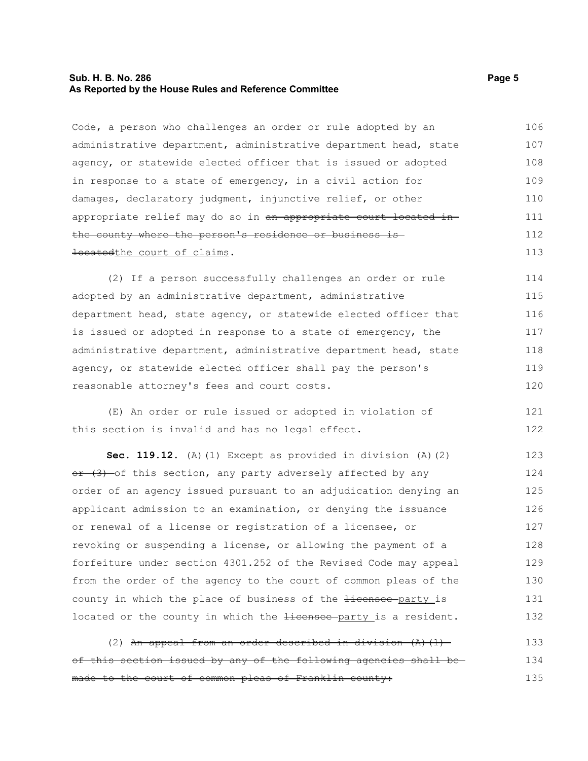Code, a person who challenges an order or rule adopted by an administrative department, administrative department head, state agency, or statewide elected officer that is issued or adopted in response to a state of emergency, in a civil action for damages, declaratory judgment, injunctive relief, or other appropriate relief may do so in ~~an appropriate court located in the county where the person's residence or business is located~~the court of claims.

(2) If a person successfully challenges an order or rule adopted by an administrative department, administrative department head, state agency, or statewide elected officer that is issued or adopted in response to a state of emergency, the administrative department, administrative department head, state agency, or statewide elected officer shall pay the person's reasonable attorney's fees and court costs.

(E) An order or rule issued or adopted in violation of this section is invalid and has no legal effect.

**Sec. 119.12.** (A)(1) Except as provided in division (A)(2) ~~or (3)~~ of this section, any party adversely affected by any order of an agency issued pursuant to an adjudication denying an applicant admission to an examination, or denying the issuance or renewal of a license or registration of a licensee, or revoking or suspending a license, or allowing the payment of a forfeiture under section 4301.252 of the Revised Code may appeal from the order of the agency to the court of common pleas of the county in which the place of business of the ~~licensee~~ party is located or the county in which the ~~licensee~~ party is a resident.

(2) ~~An appeal from an order described in division (A)(1) of this section issued by any of the following agencies shall be made to the court of common pleas of Franklin county:~~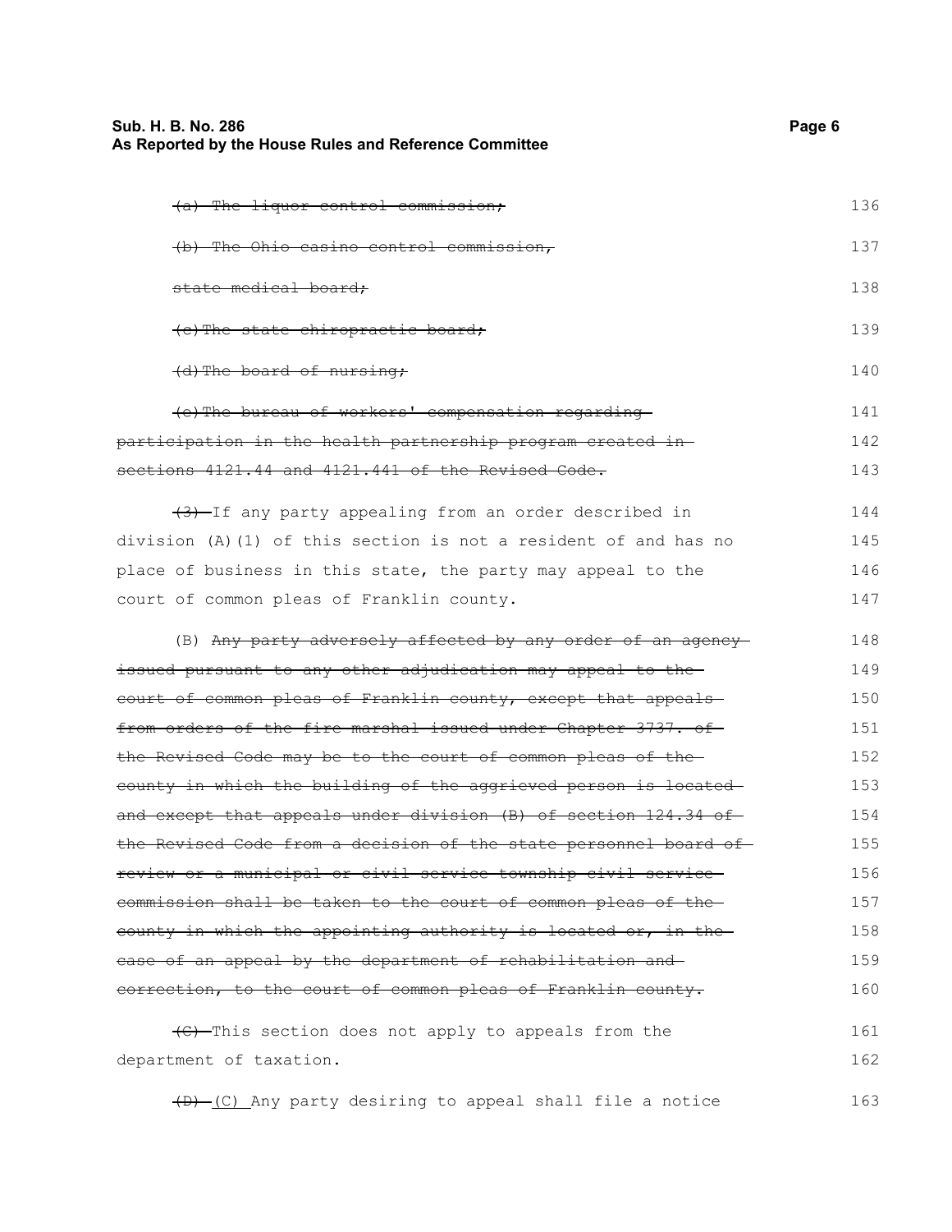~~(a) The liquor control commission;~~ 136

~~(b) The Ohio casino control commission,~~ 137

~~state medical board;~~ 138

~~(c) The state chiropractic board;~~ 139

~~(d) The board of nursing;~~ 140

~~(e) The bureau of workers' compensation regarding participation in the health partnership program created in sections 4121.44 and 4121.441 of the Revised Code.~~ 141 142 143

~~(3)~~ If any party appealing from an order described in division (A)(1) of this section is not a resident of and has no place of business in this state, the party may appeal to the court of common pleas of Franklin county. 144 145 146 147

(B) ~~Any party adversely affected by any order of an agency issued pursuant to any other adjudication may appeal to the court of common pleas of Franklin county, except that appeals from orders of the fire marshal issued under Chapter 3737. of the Revised Code may be to the court of common pleas of the county in which the building of the aggrieved person is located and except that appeals under division (B) of section 124.34 of the Revised Code from a decision of the state personnel board of review or a municipal or civil service township civil service commission shall be taken to the court of common pleas of the county in which the appointing authority is located or, in the case of an appeal by the department of rehabilitation and correction, to the court of common pleas of Franklin county.~~ 148 149 150 151 152 153 154 155 156 157 158 159 160

~~(C)~~ This section does not apply to appeals from the department of taxation. 161 162

~~(D)~~ (C) Any party desiring to appeal shall file a notice 163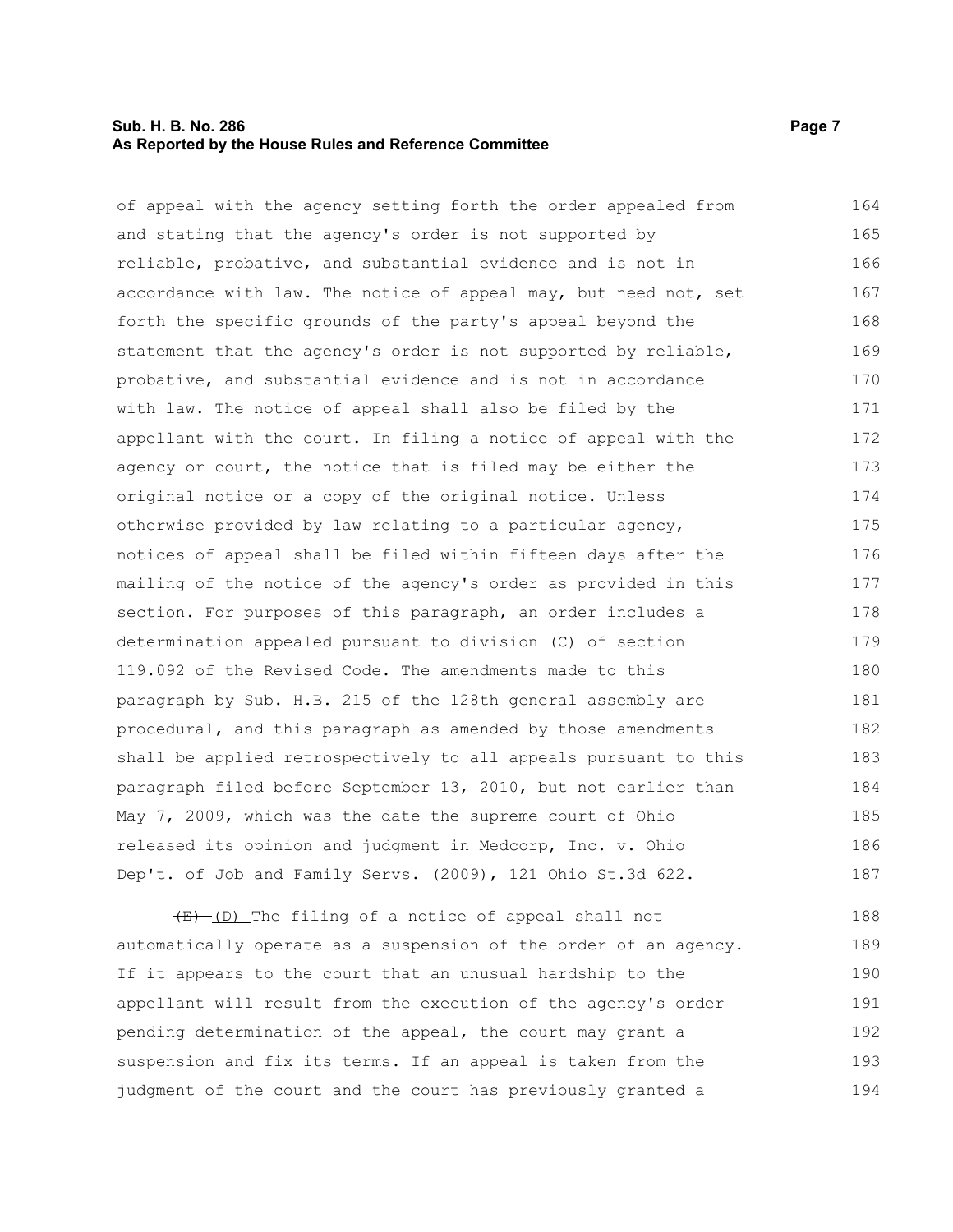of appeal with the agency setting forth the order appealed from and stating that the agency's order is not supported by reliable, probative, and substantial evidence and is not in accordance with law. The notice of appeal may, but need not, set forth the specific grounds of the party's appeal beyond the statement that the agency's order is not supported by reliable, probative, and substantial evidence and is not in accordance with law. The notice of appeal shall also be filed by the appellant with the court. In filing a notice of appeal with the agency or court, the notice that is filed may be either the original notice or a copy of the original notice. Unless otherwise provided by law relating to a particular agency, notices of appeal shall be filed within fifteen days after the mailing of the notice of the agency's order as provided in this section. For purposes of this paragraph, an order includes a determination appealed pursuant to division (C) of section 119.092 of the Revised Code. The amendments made to this paragraph by Sub. H.B. 215 of the 128th general assembly are procedural, and this paragraph as amended by those amendments shall be applied retrospectively to all appeals pursuant to this paragraph filed before September 13, 2010, but not earlier than May 7, 2009, which was the date the supreme court of Ohio released its opinion and judgment in Medcorp, Inc. v. Ohio Dep't. of Job and Family Servs. (2009), 121 Ohio St.3d 622.

~~(E)~~ (D) The filing of a notice of appeal shall not automatically operate as a suspension of the order of an agency. If it appears to the court that an unusual hardship to the appellant will result from the execution of the agency's order pending determination of the appeal, the court may grant a suspension and fix its terms. If an appeal is taken from the judgment of the court and the court has previously granted a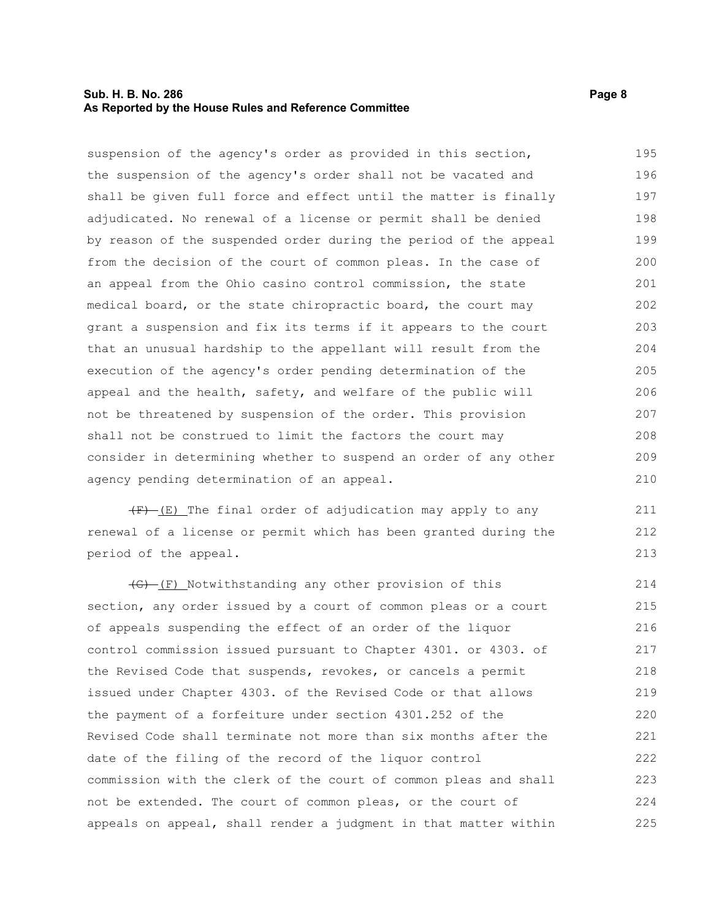suspension of the agency's order as provided in this section, the suspension of the agency's order shall not be vacated and shall be given full force and effect until the matter is finally adjudicated. No renewal of a license or permit shall be denied by reason of the suspended order during the period of the appeal from the decision of the court of common pleas. In the case of an appeal from the Ohio casino control commission, the state medical board, or the state chiropractic board, the court may grant a suspension and fix its terms if it appears to the court that an unusual hardship to the appellant will result from the execution of the agency's order pending determination of the appeal and the health, safety, and welfare of the public will not be threatened by suspension of the order. This provision shall not be construed to limit the factors the court may consider in determining whether to suspend an order of any other agency pending determination of an appeal.

~~(F)~~ (E) The final order of adjudication may apply to any renewal of a license or permit which has been granted during the period of the appeal.

~~(G)~~ (F) Notwithstanding any other provision of this section, any order issued by a court of common pleas or a court of appeals suspending the effect of an order of the liquor control commission issued pursuant to Chapter 4301. or 4303. of the Revised Code that suspends, revokes, or cancels a permit issued under Chapter 4303. of the Revised Code or that allows the payment of a forfeiture under section 4301.252 of the Revised Code shall terminate not more than six months after the date of the filing of the record of the liquor control commission with the clerk of the court of common pleas and shall not be extended. The court of common pleas, or the court of appeals on appeal, shall render a judgment in that matter within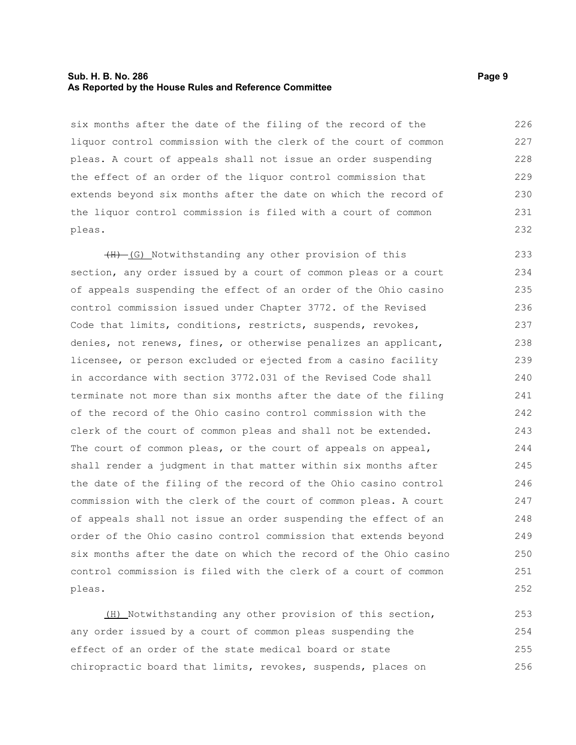six months after the date of the filing of the record of the liquor control commission with the clerk of the court of common pleas. A court of appeals shall not issue an order suspending the effect of an order of the liquor control commission that extends beyond six months after the date on which the record of the liquor control commission is filed with a court of common pleas.

~~(H)~~ (G) Notwithstanding any other provision of this section, any order issued by a court of common pleas or a court of appeals suspending the effect of an order of the Ohio casino control commission issued under Chapter 3772. of the Revised Code that limits, conditions, restricts, suspends, revokes, denies, not renews, fines, or otherwise penalizes an applicant, licensee, or person excluded or ejected from a casino facility in accordance with section 3772.031 of the Revised Code shall terminate not more than six months after the date of the filing of the record of the Ohio casino control commission with the clerk of the court of common pleas and shall not be extended. The court of common pleas, or the court of appeals on appeal, shall render a judgment in that matter within six months after the date of the filing of the record of the Ohio casino control commission with the clerk of the court of common pleas. A court of appeals shall not issue an order suspending the effect of an order of the Ohio casino control commission that extends beyond six months after the date on which the record of the Ohio casino control commission is filed with the clerk of a court of common pleas.

(H) Notwithstanding any other provision of this section, any order issued by a court of common pleas suspending the effect of an order of the state medical board or state chiropractic board that limits, revokes, suspends, places on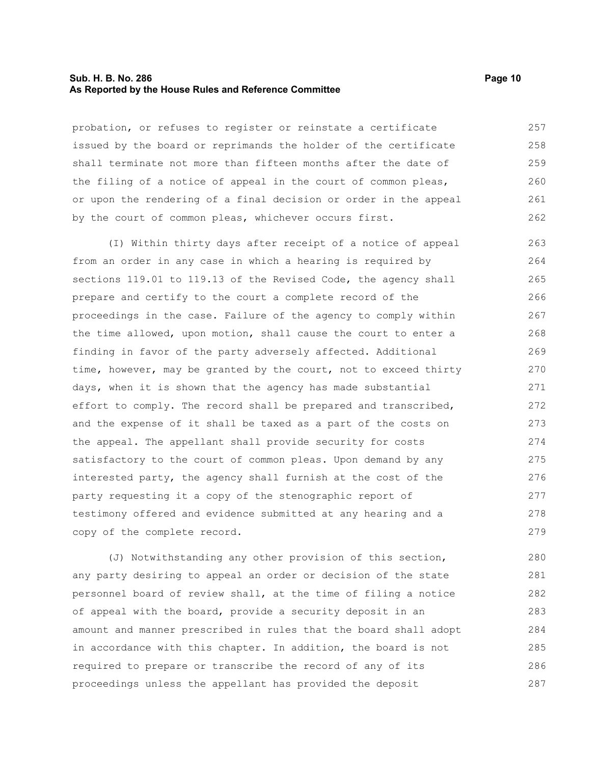probation, or refuses to register or reinstate a certificate issued by the board or reprimands the holder of the certificate shall terminate not more than fifteen months after the date of the filing of a notice of appeal in the court of common pleas, or upon the rendering of a final decision or order in the appeal by the court of common pleas, whichever occurs first.

(I) Within thirty days after receipt of a notice of appeal from an order in any case in which a hearing is required by sections 119.01 to 119.13 of the Revised Code, the agency shall prepare and certify to the court a complete record of the proceedings in the case. Failure of the agency to comply within the time allowed, upon motion, shall cause the court to enter a finding in favor of the party adversely affected. Additional time, however, may be granted by the court, not to exceed thirty days, when it is shown that the agency has made substantial effort to comply. The record shall be prepared and transcribed, and the expense of it shall be taxed as a part of the costs on the appeal. The appellant shall provide security for costs satisfactory to the court of common pleas. Upon demand by any interested party, the agency shall furnish at the cost of the party requesting it a copy of the stenographic report of testimony offered and evidence submitted at any hearing and a copy of the complete record.

(J) Notwithstanding any other provision of this section, any party desiring to appeal an order or decision of the state personnel board of review shall, at the time of filing a notice of appeal with the board, provide a security deposit in an amount and manner prescribed in rules that the board shall adopt in accordance with this chapter. In addition, the board is not required to prepare or transcribe the record of any of its proceedings unless the appellant has provided the deposit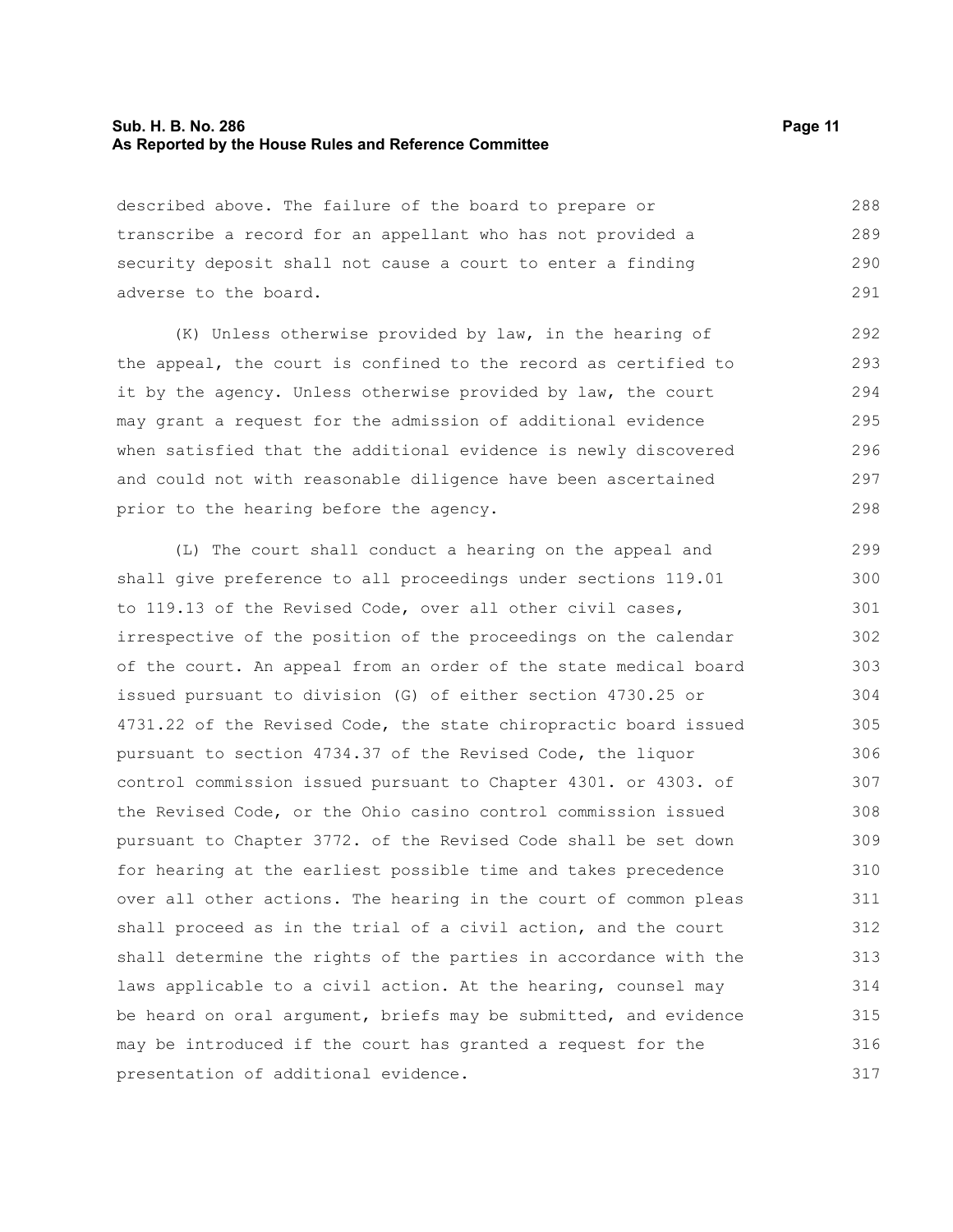described above. The failure of the board to prepare or transcribe a record for an appellant who has not provided a security deposit shall not cause a court to enter a finding adverse to the board.

(K) Unless otherwise provided by law, in the hearing of the appeal, the court is confined to the record as certified to it by the agency. Unless otherwise provided by law, the court may grant a request for the admission of additional evidence when satisfied that the additional evidence is newly discovered and could not with reasonable diligence have been ascertained prior to the hearing before the agency.

(L) The court shall conduct a hearing on the appeal and shall give preference to all proceedings under sections 119.01 to 119.13 of the Revised Code, over all other civil cases, irrespective of the position of the proceedings on the calendar of the court. An appeal from an order of the state medical board issued pursuant to division (G) of either section 4730.25 or 4731.22 of the Revised Code, the state chiropractic board issued pursuant to section 4734.37 of the Revised Code, the liquor control commission issued pursuant to Chapter 4301. or 4303. of the Revised Code, or the Ohio casino control commission issued pursuant to Chapter 3772. of the Revised Code shall be set down for hearing at the earliest possible time and takes precedence over all other actions. The hearing in the court of common pleas shall proceed as in the trial of a civil action, and the court shall determine the rights of the parties in accordance with the laws applicable to a civil action. At the hearing, counsel may be heard on oral argument, briefs may be submitted, and evidence may be introduced if the court has granted a request for the presentation of additional evidence.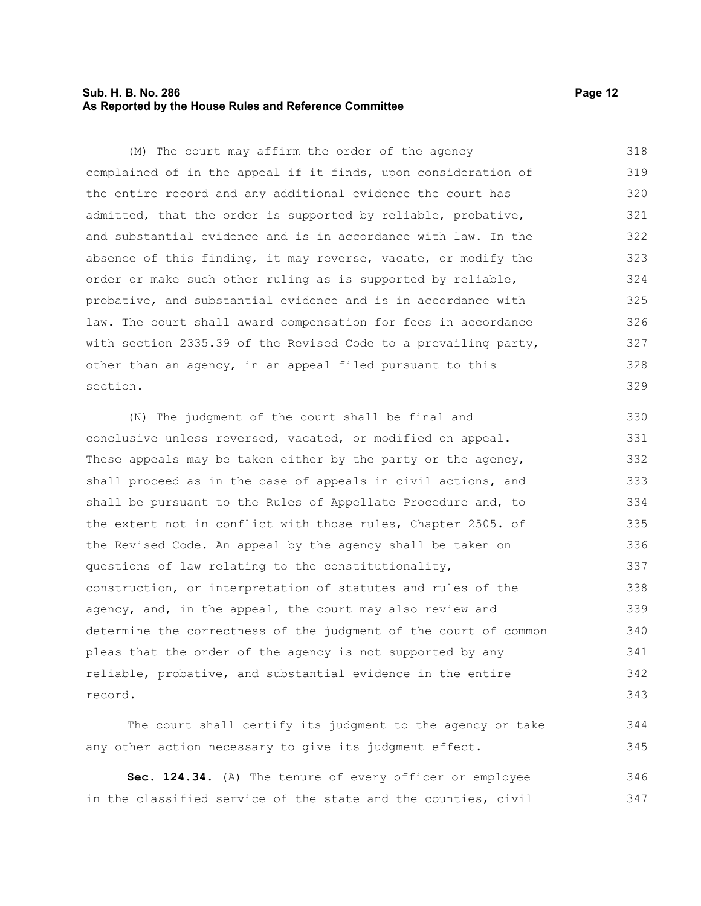(M) The court may affirm the order of the agency complained of in the appeal if it finds, upon consideration of the entire record and any additional evidence the court has admitted, that the order is supported by reliable, probative, and substantial evidence and is in accordance with law. In the absence of this finding, it may reverse, vacate, or modify the order or make such other ruling as is supported by reliable, probative, and substantial evidence and is in accordance with law. The court shall award compensation for fees in accordance with section 2335.39 of the Revised Code to a prevailing party, other than an agency, in an appeal filed pursuant to this section.

(N) The judgment of the court shall be final and conclusive unless reversed, vacated, or modified on appeal. These appeals may be taken either by the party or the agency, shall proceed as in the case of appeals in civil actions, and shall be pursuant to the Rules of Appellate Procedure and, to the extent not in conflict with those rules, Chapter 2505. of the Revised Code. An appeal by the agency shall be taken on questions of law relating to the constitutionality, construction, or interpretation of statutes and rules of the agency, and, in the appeal, the court may also review and determine the correctness of the judgment of the court of common pleas that the order of the agency is not supported by any reliable, probative, and substantial evidence in the entire record.

The court shall certify its judgment to the agency or take any other action necessary to give its judgment effect.

**Sec. 124.34.** (A) The tenure of every officer or employee in the classified service of the state and the counties, civil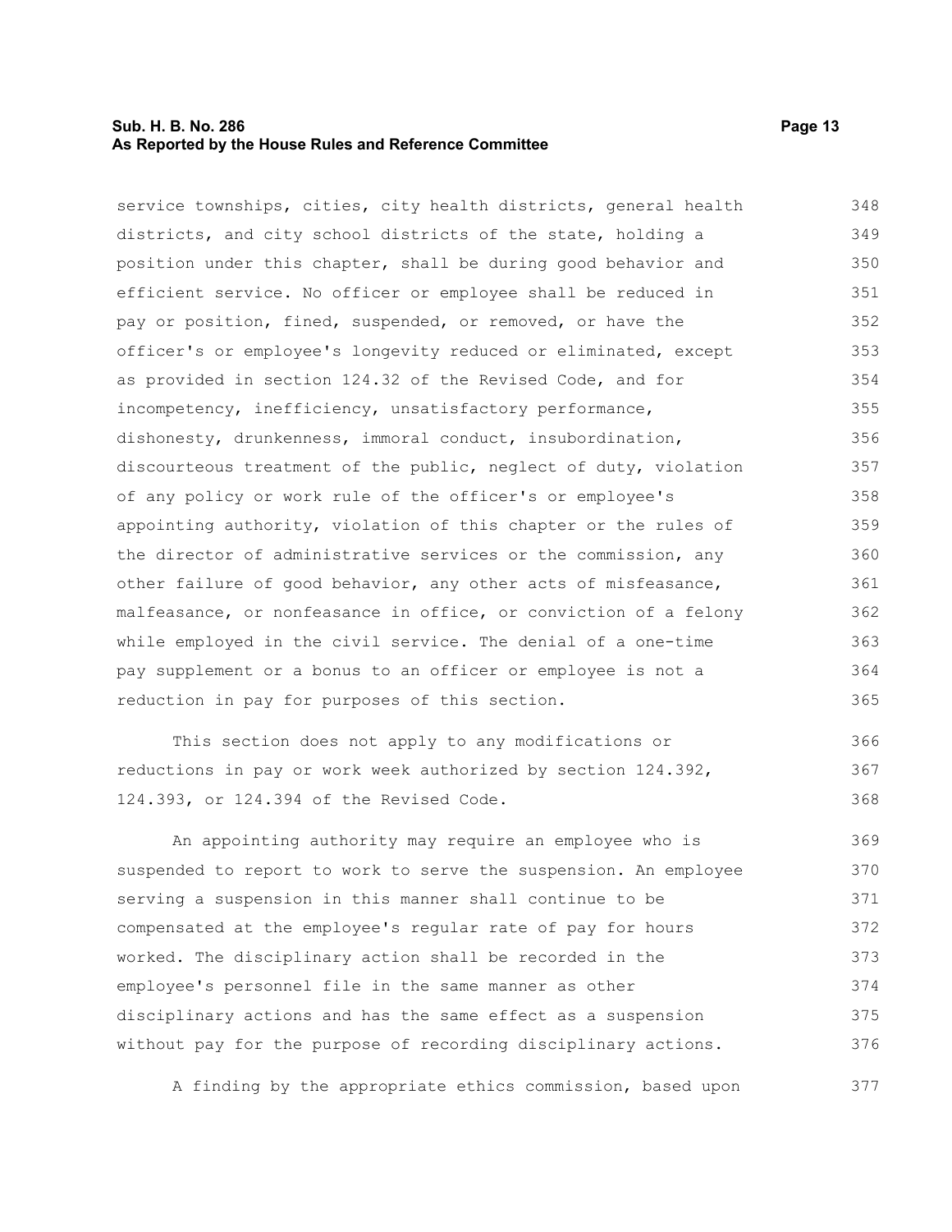service townships, cities, city health districts, general health districts, and city school districts of the state, holding a position under this chapter, shall be during good behavior and efficient service. No officer or employee shall be reduced in pay or position, fined, suspended, or removed, or have the officer's or employee's longevity reduced or eliminated, except as provided in section 124.32 of the Revised Code, and for incompetency, inefficiency, unsatisfactory performance, dishonesty, drunkenness, immoral conduct, insubordination, discourteous treatment of the public, neglect of duty, violation of any policy or work rule of the officer's or employee's appointing authority, violation of this chapter or the rules of the director of administrative services or the commission, any other failure of good behavior, any other acts of misfeasance, malfeasance, or nonfeasance in office, or conviction of a felony while employed in the civil service. The denial of a one-time pay supplement or a bonus to an officer or employee is not a reduction in pay for purposes of this section.

This section does not apply to any modifications or reductions in pay or work week authorized by section 124.392, 124.393, or 124.394 of the Revised Code.

An appointing authority may require an employee who is suspended to report to work to serve the suspension. An employee serving a suspension in this manner shall continue to be compensated at the employee's regular rate of pay for hours worked. The disciplinary action shall be recorded in the employee's personnel file in the same manner as other disciplinary actions and has the same effect as a suspension without pay for the purpose of recording disciplinary actions.

A finding by the appropriate ethics commission, based upon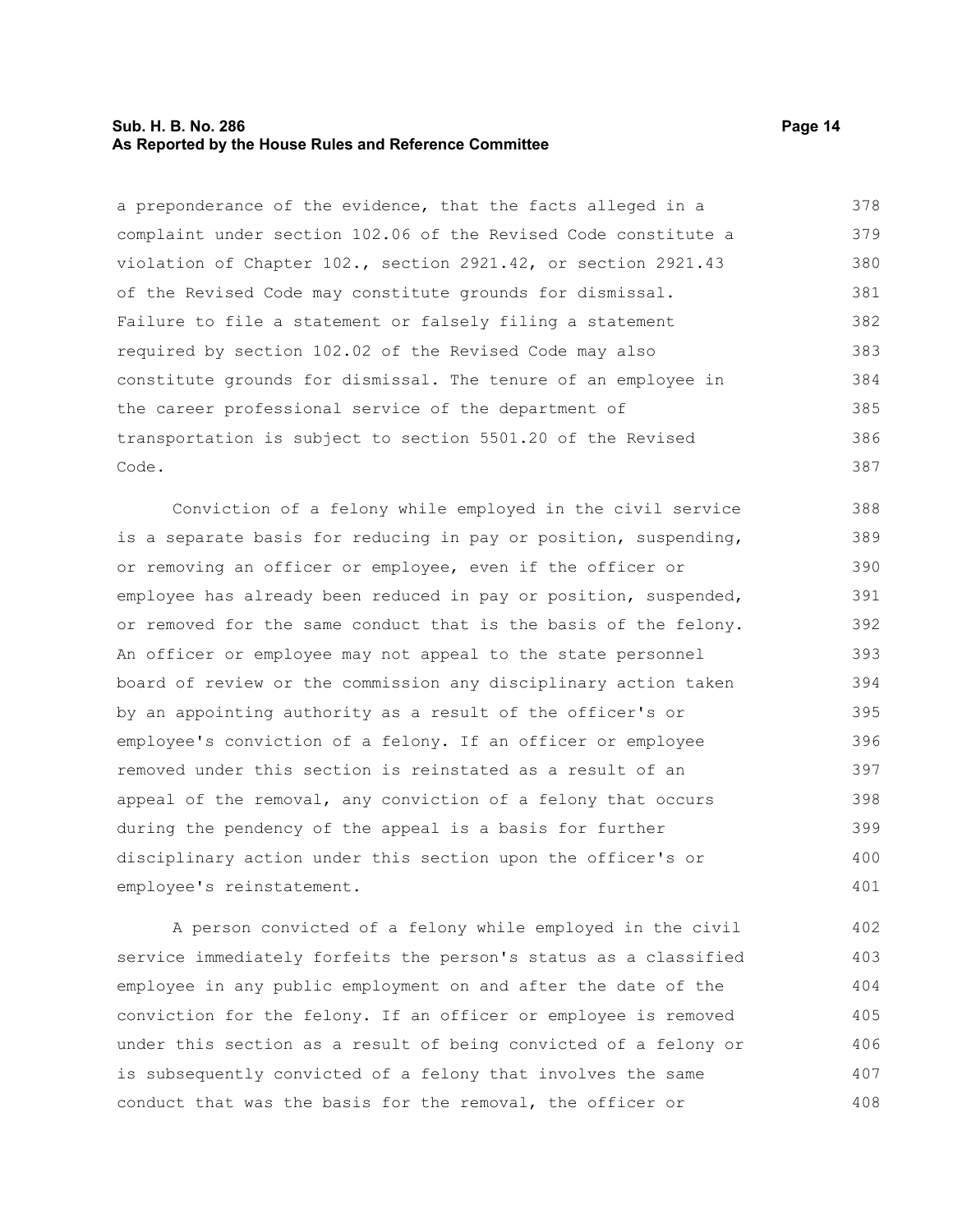a preponderance of the evidence, that the facts alleged in a complaint under section 102.06 of the Revised Code constitute a violation of Chapter 102., section 2921.42, or section 2921.43 of the Revised Code may constitute grounds for dismissal. Failure to file a statement or falsely filing a statement required by section 102.02 of the Revised Code may also constitute grounds for dismissal. The tenure of an employee in the career professional service of the department of transportation is subject to section 5501.20 of the Revised Code.

Conviction of a felony while employed in the civil service is a separate basis for reducing in pay or position, suspending, or removing an officer or employee, even if the officer or employee has already been reduced in pay or position, suspended, or removed for the same conduct that is the basis of the felony. An officer or employee may not appeal to the state personnel board of review or the commission any disciplinary action taken by an appointing authority as a result of the officer's or employee's conviction of a felony. If an officer or employee removed under this section is reinstated as a result of an appeal of the removal, any conviction of a felony that occurs during the pendency of the appeal is a basis for further disciplinary action under this section upon the officer's or employee's reinstatement.

A person convicted of a felony while employed in the civil service immediately forfeits the person's status as a classified employee in any public employment on and after the date of the conviction for the felony. If an officer or employee is removed under this section as a result of being convicted of a felony or is subsequently convicted of a felony that involves the same conduct that was the basis for the removal, the officer or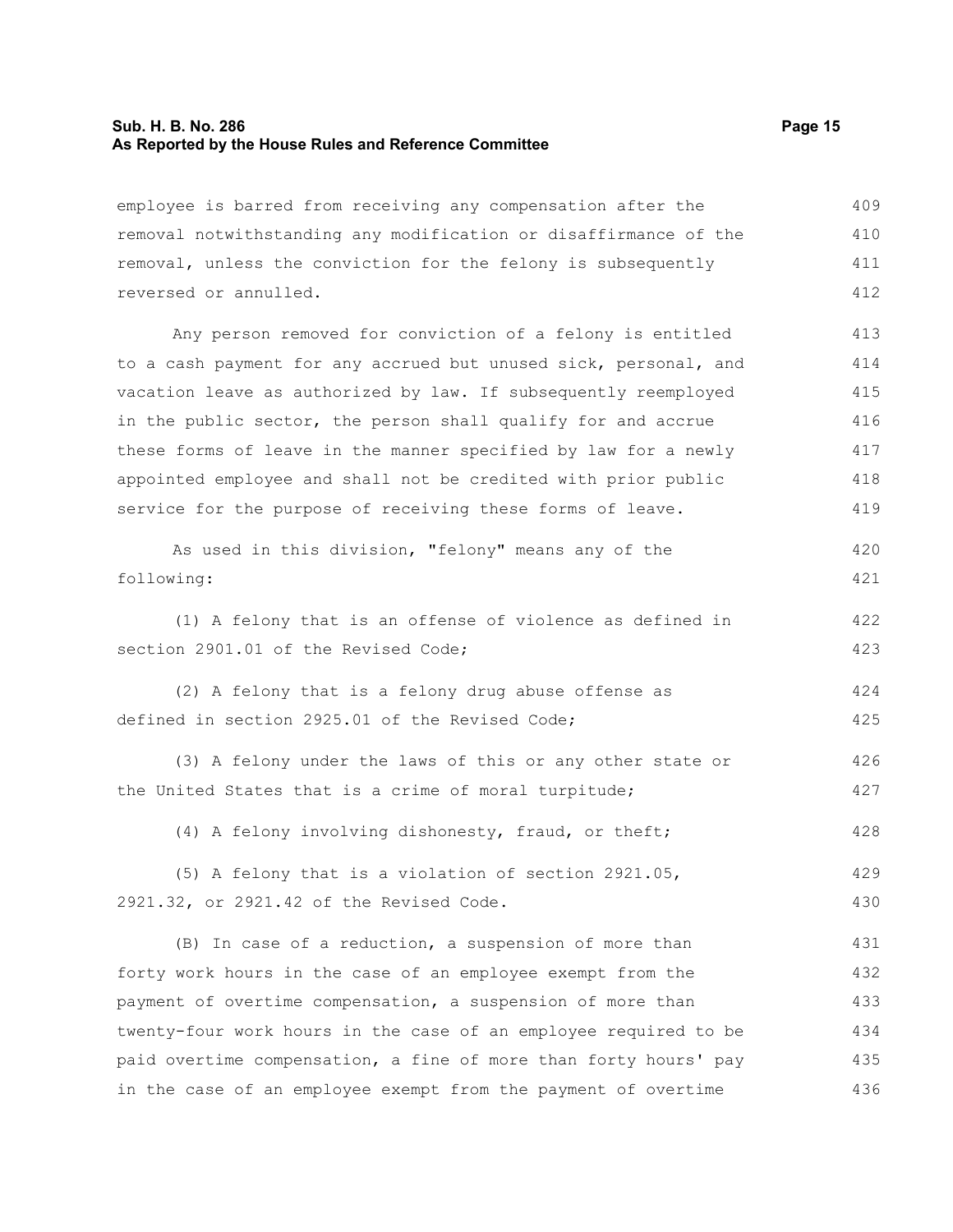employee is barred from receiving any compensation after the removal notwithstanding any modification or disaffirmance of the removal, unless the conviction for the felony is subsequently reversed or annulled.

Any person removed for conviction of a felony is entitled to a cash payment for any accrued but unused sick, personal, and vacation leave as authorized by law. If subsequently reemployed in the public sector, the person shall qualify for and accrue these forms of leave in the manner specified by law for a newly appointed employee and shall not be credited with prior public service for the purpose of receiving these forms of leave.

As used in this division, "felony" means any of the following:

(1) A felony that is an offense of violence as defined in section 2901.01 of the Revised Code;

(2) A felony that is a felony drug abuse offense as defined in section 2925.01 of the Revised Code;

(3) A felony under the laws of this or any other state or the United States that is a crime of moral turpitude;

(4) A felony involving dishonesty, fraud, or theft;

(5) A felony that is a violation of section 2921.05, 2921.32, or 2921.42 of the Revised Code.

(B) In case of a reduction, a suspension of more than forty work hours in the case of an employee exempt from the payment of overtime compensation, a suspension of more than twenty-four work hours in the case of an employee required to be paid overtime compensation, a fine of more than forty hours' pay in the case of an employee exempt from the payment of overtime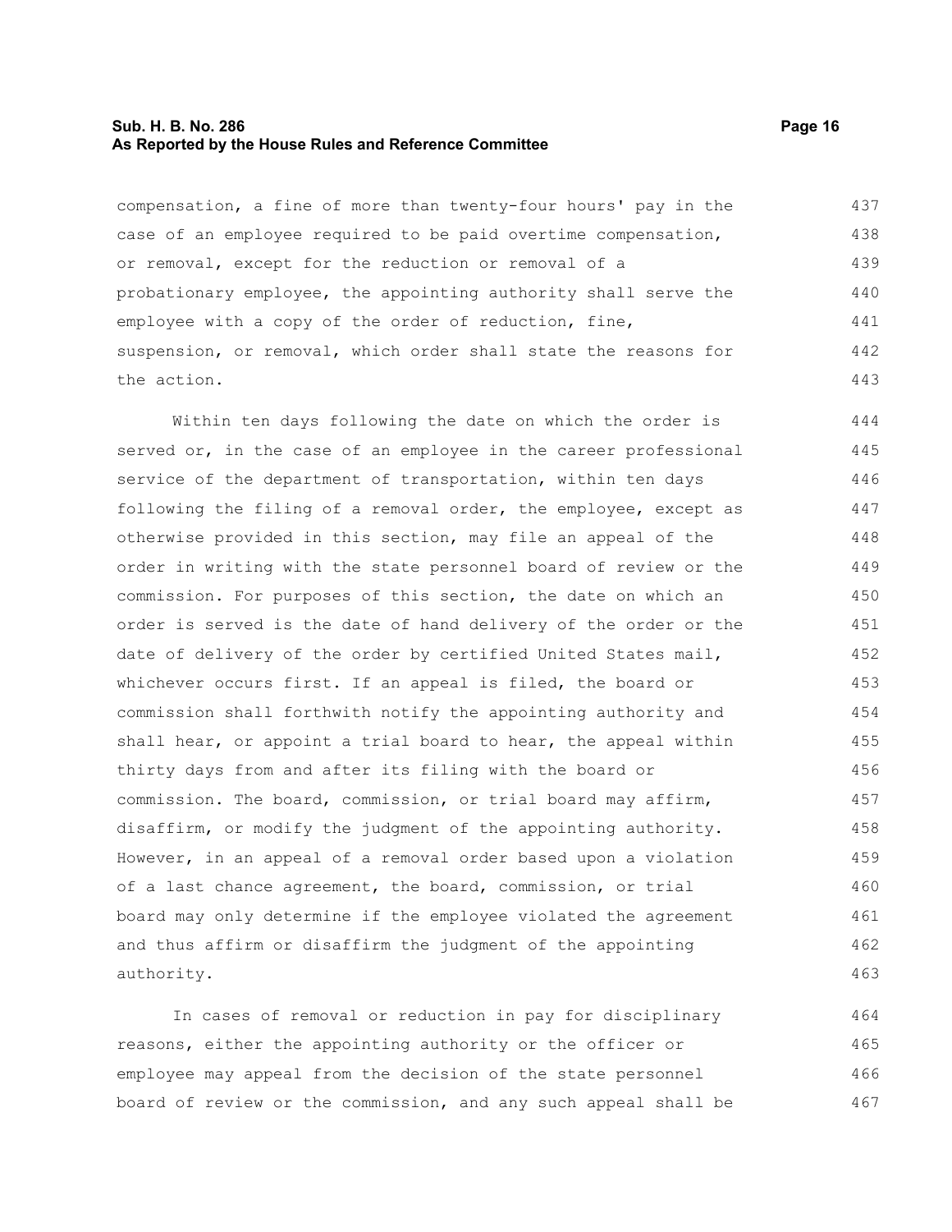compensation, a fine of more than twenty-four hours' pay in the case of an employee required to be paid overtime compensation, or removal, except for the reduction or removal of a probationary employee, the appointing authority shall serve the employee with a copy of the order of reduction, fine, suspension, or removal, which order shall state the reasons for the action.

Within ten days following the date on which the order is served or, in the case of an employee in the career professional service of the department of transportation, within ten days following the filing of a removal order, the employee, except as otherwise provided in this section, may file an appeal of the order in writing with the state personnel board of review or the commission. For purposes of this section, the date on which an order is served is the date of hand delivery of the order or the date of delivery of the order by certified United States mail, whichever occurs first. If an appeal is filed, the board or commission shall forthwith notify the appointing authority and shall hear, or appoint a trial board to hear, the appeal within thirty days from and after its filing with the board or commission. The board, commission, or trial board may affirm, disaffirm, or modify the judgment of the appointing authority. However, in an appeal of a removal order based upon a violation of a last chance agreement, the board, commission, or trial board may only determine if the employee violated the agreement and thus affirm or disaffirm the judgment of the appointing authority.

In cases of removal or reduction in pay for disciplinary reasons, either the appointing authority or the officer or employee may appeal from the decision of the state personnel board of review or the commission, and any such appeal shall be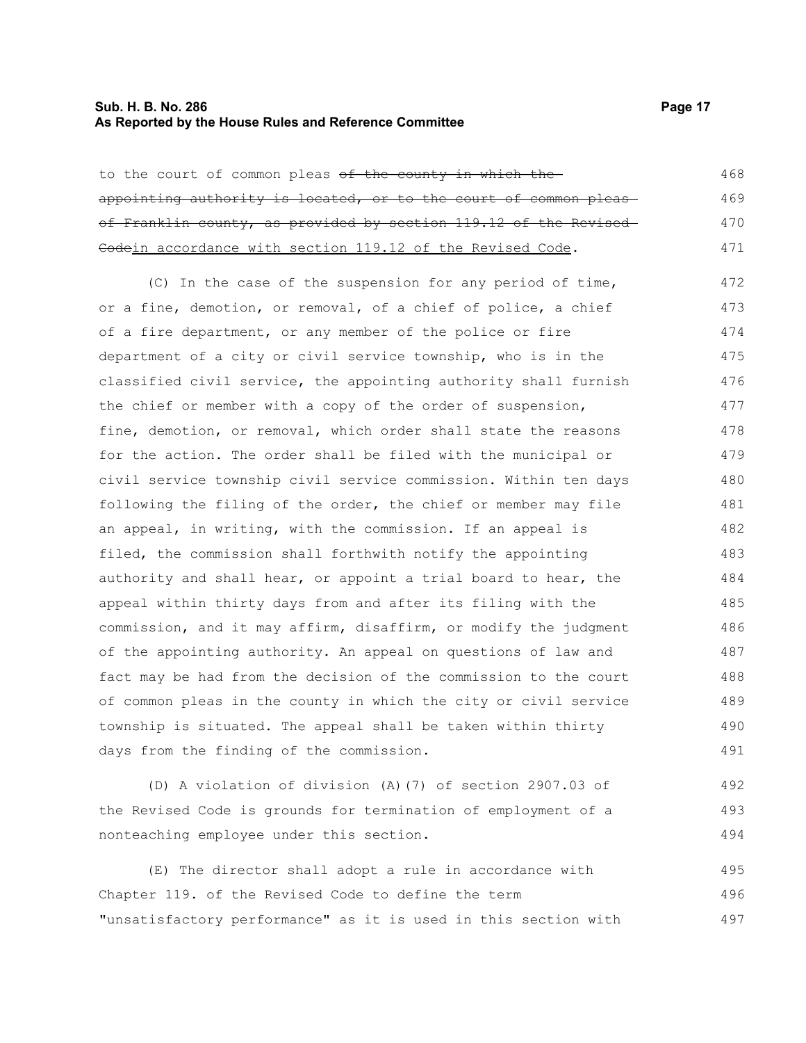to the court of common pleas ~~of the county in which the appointing authority is located, or to the court of common pleas of Franklin county, as provided by section 119.12 of the Revised Code~~in accordance with section 119.12 of the Revised Code.

(C) In the case of the suspension for any period of time, or a fine, demotion, or removal, of a chief of police, a chief of a fire department, or any member of the police or fire department of a city or civil service township, who is in the classified civil service, the appointing authority shall furnish the chief or member with a copy of the order of suspension, fine, demotion, or removal, which order shall state the reasons for the action. The order shall be filed with the municipal or civil service township civil service commission. Within ten days following the filing of the order, the chief or member may file an appeal, in writing, with the commission. If an appeal is filed, the commission shall forthwith notify the appointing authority and shall hear, or appoint a trial board to hear, the appeal within thirty days from and after its filing with the commission, and it may affirm, disaffirm, or modify the judgment of the appointing authority. An appeal on questions of law and fact may be had from the decision of the commission to the court of common pleas in the county in which the city or civil service township is situated. The appeal shall be taken within thirty days from the finding of the commission.

(D) A violation of division (A)(7) of section 2907.03 of the Revised Code is grounds for termination of employment of a nonteaching employee under this section.

(E) The director shall adopt a rule in accordance with Chapter 119. of the Revised Code to define the term "unsatisfactory performance" as it is used in this section with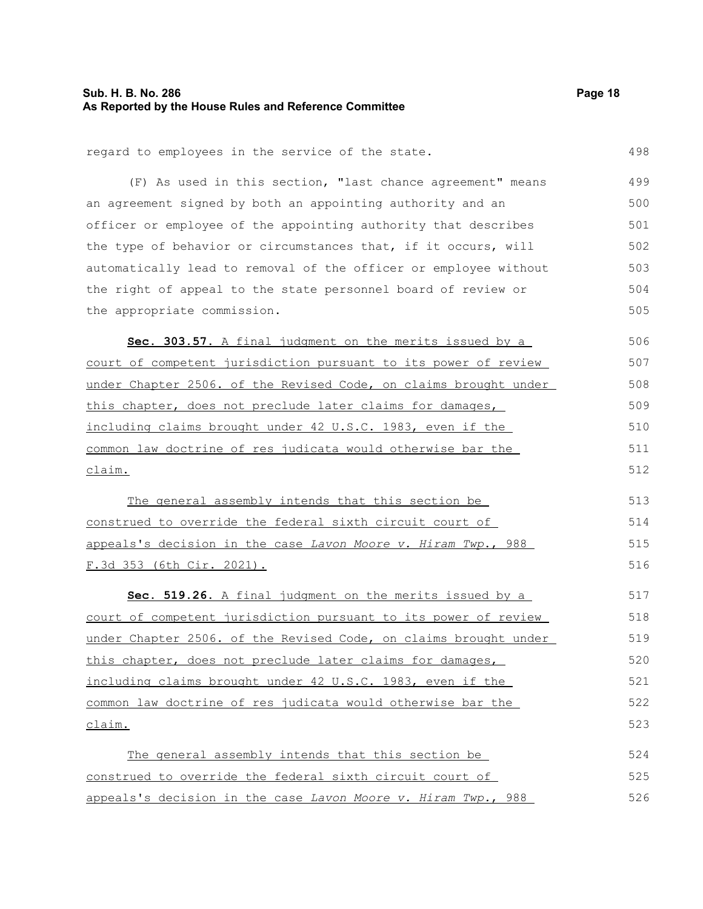regard to employees in the service of the state.

(F) As used in this section, "last chance agreement" means an agreement signed by both an appointing authority and an officer or employee of the appointing authority that describes the type of behavior or circumstances that, if it occurs, will automatically lead to removal of the officer or employee without the right of appeal to the state personnel board of review or the appropriate commission.

**Sec. 303.57.** A final judgment on the merits issued by a court of competent jurisdiction pursuant to its power of review under Chapter 2506. of the Revised Code, on claims brought under this chapter, does not preclude later claims for damages, including claims brought under 42 U.S.C. 1983, even if the common law doctrine of res judicata would otherwise bar the claim.

The general assembly intends that this section be construed to override the federal sixth circuit court of appeals's decision in the case *Lavon Moore v. Hiram Twp.*, 988 F.3d 353 (6th Cir. 2021).

**Sec. 519.26.** A final judgment on the merits issued by a court of competent jurisdiction pursuant to its power of review under Chapter 2506. of the Revised Code, on claims brought under this chapter, does not preclude later claims for damages, including claims brought under 42 U.S.C. 1983, even if the common law doctrine of res judicata would otherwise bar the claim.

The general assembly intends that this section be construed to override the federal sixth circuit court of appeals's decision in the case *Lavon Moore v. Hiram Twp.*, 988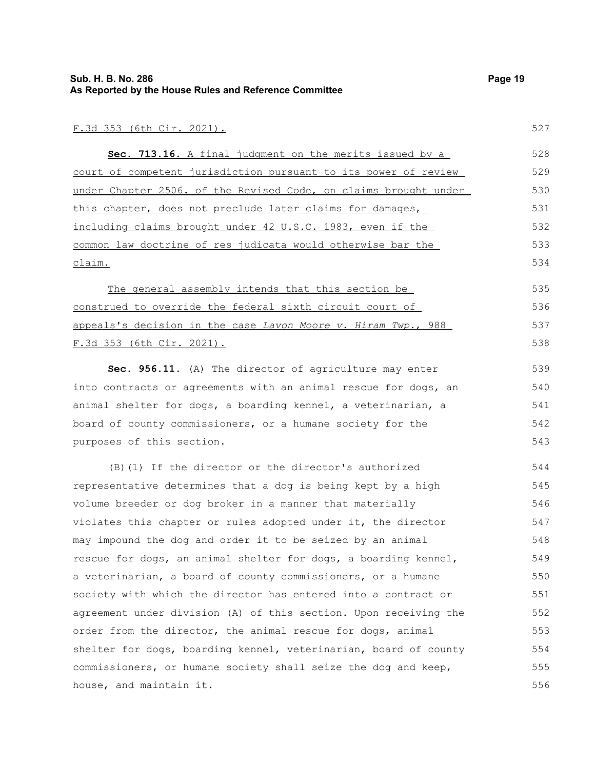F.3d 353 (6th Cir. 2021).

**Sec. 713.16.** A final judgment on the merits issued by a court of competent jurisdiction pursuant to its power of review under Chapter 2506. of the Revised Code, on claims brought under this chapter, does not preclude later claims for damages, including claims brought under 42 U.S.C. 1983, even if the common law doctrine of res judicata would otherwise bar the claim.

The general assembly intends that this section be construed to override the federal sixth circuit court of appeals's decision in the case *Lavon Moore v. Hiram Twp.*, 988 F.3d 353 (6th Cir. 2021).

**Sec. 956.11.** (A) The director of agriculture may enter into contracts or agreements with an animal rescue for dogs, an animal shelter for dogs, a boarding kennel, a veterinarian, a board of county commissioners, or a humane society for the purposes of this section.

(B)(1) If the director or the director's authorized representative determines that a dog is being kept by a high volume breeder or dog broker in a manner that materially violates this chapter or rules adopted under it, the director may impound the dog and order it to be seized by an animal rescue for dogs, an animal shelter for dogs, a boarding kennel, a veterinarian, a board of county commissioners, or a humane society with which the director has entered into a contract or agreement under division (A) of this section. Upon receiving the order from the director, the animal rescue for dogs, animal shelter for dogs, boarding kennel, veterinarian, board of county commissioners, or humane society shall seize the dog and keep, house, and maintain it.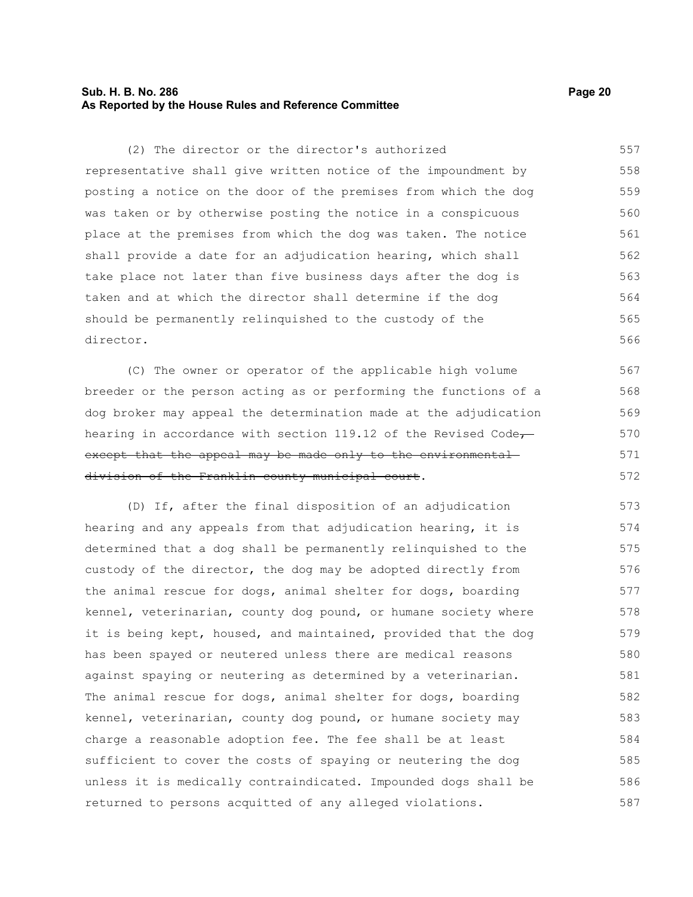(2) The director or the director's authorized representative shall give written notice of the impoundment by posting a notice on the door of the premises from which the dog was taken or by otherwise posting the notice in a conspicuous place at the premises from which the dog was taken. The notice shall provide a date for an adjudication hearing, which shall take place not later than five business days after the dog is taken and at which the director shall determine if the dog should be permanently relinquished to the custody of the director.

(C) The owner or operator of the applicable high volume breeder or the person acting as or performing the functions of a dog broker may appeal the determination made at the adjudication hearing in accordance with section 119.12 of the Revised Code~~, except that the appeal may be made only to the environmental division of the Franklin county municipal court~~.

(D) If, after the final disposition of an adjudication hearing and any appeals from that adjudication hearing, it is determined that a dog shall be permanently relinquished to the custody of the director, the dog may be adopted directly from the animal rescue for dogs, animal shelter for dogs, boarding kennel, veterinarian, county dog pound, or humane society where it is being kept, housed, and maintained, provided that the dog has been spayed or neutered unless there are medical reasons against spaying or neutering as determined by a veterinarian. The animal rescue for dogs, animal shelter for dogs, boarding kennel, veterinarian, county dog pound, or humane society may charge a reasonable adoption fee. The fee shall be at least sufficient to cover the costs of spaying or neutering the dog unless it is medically contraindicated. Impounded dogs shall be returned to persons acquitted of any alleged violations.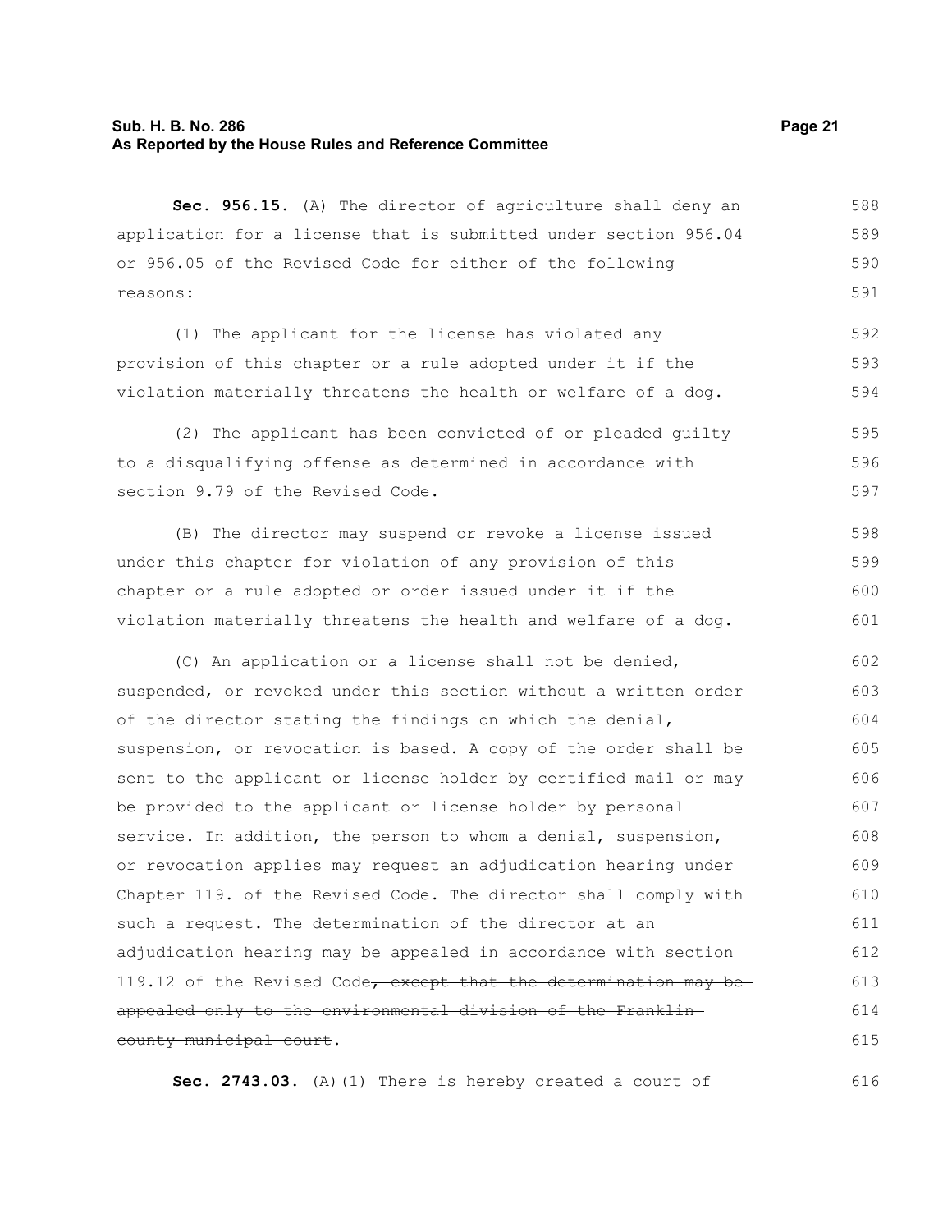**Sec. 956.15.** (A) The director of agriculture shall deny an application for a license that is submitted under section 956.04 or 956.05 of the Revised Code for either of the following reasons:

(1) The applicant for the license has violated any provision of this chapter or a rule adopted under it if the violation materially threatens the health or welfare of a dog.

(2) The applicant has been convicted of or pleaded guilty to a disqualifying offense as determined in accordance with section 9.79 of the Revised Code.

(B) The director may suspend or revoke a license issued under this chapter for violation of any provision of this chapter or a rule adopted or order issued under it if the violation materially threatens the health and welfare of a dog.

(C) An application or a license shall not be denied, suspended, or revoked under this section without a written order of the director stating the findings on which the denial, suspension, or revocation is based. A copy of the order shall be sent to the applicant or license holder by certified mail or may be provided to the applicant or license holder by personal service. In addition, the person to whom a denial, suspension, or revocation applies may request an adjudication hearing under Chapter 119. of the Revised Code. The director shall comply with such a request. The determination of the director at an adjudication hearing may be appealed in accordance with section 119.12 of the Revised Code~~, except that the determination may be appealed only to the environmental division of the Franklin county municipal court~~.

**Sec. 2743.03.** (A)(1) There is hereby created a court of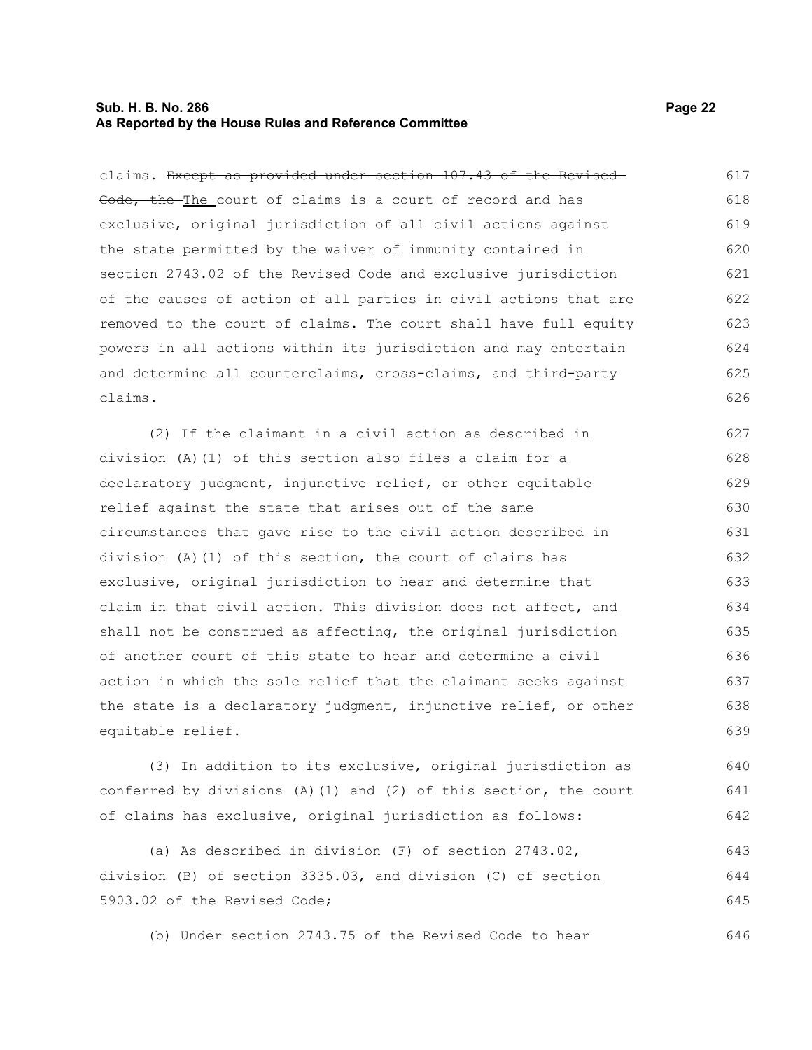claims. ~~Except as provided under section 107.43 of the Revised Code, the~~ The court of claims is a court of record and has exclusive, original jurisdiction of all civil actions against the state permitted by the waiver of immunity contained in section 2743.02 of the Revised Code and exclusive jurisdiction of the causes of action of all parties in civil actions that are removed to the court of claims. The court shall have full equity powers in all actions within its jurisdiction and may entertain and determine all counterclaims, cross-claims, and third-party claims.

(2) If the claimant in a civil action as described in division (A)(1) of this section also files a claim for a declaratory judgment, injunctive relief, or other equitable relief against the state that arises out of the same circumstances that gave rise to the civil action described in division (A)(1) of this section, the court of claims has exclusive, original jurisdiction to hear and determine that claim in that civil action. This division does not affect, and shall not be construed as affecting, the original jurisdiction of another court of this state to hear and determine a civil action in which the sole relief that the claimant seeks against the state is a declaratory judgment, injunctive relief, or other equitable relief.

(3) In addition to its exclusive, original jurisdiction as conferred by divisions (A)(1) and (2) of this section, the court of claims has exclusive, original jurisdiction as follows:

(a) As described in division (F) of section 2743.02, division (B) of section 3335.03, and division (C) of section 5903.02 of the Revised Code;

(b) Under section 2743.75 of the Revised Code to hear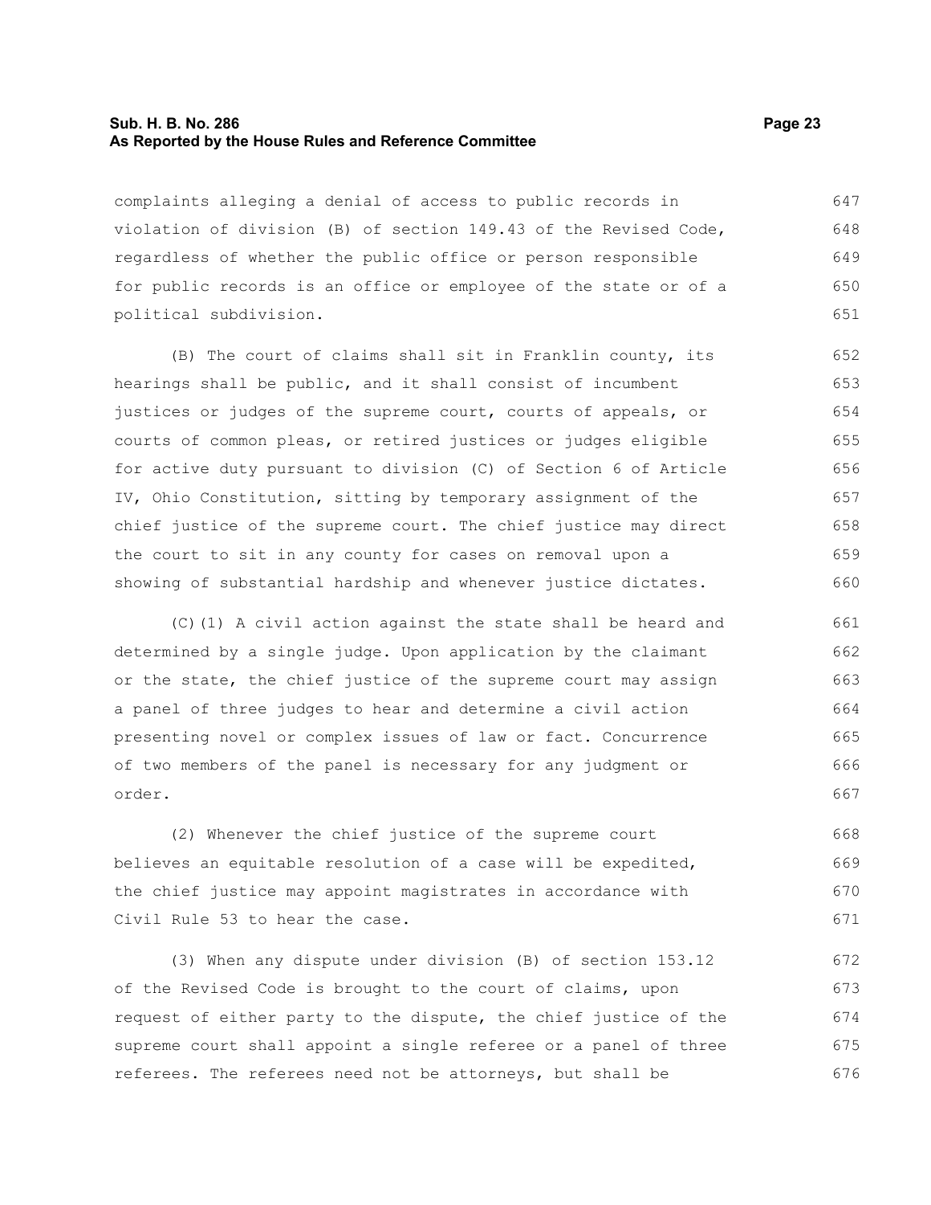complaints alleging a denial of access to public records in violation of division (B) of section 149.43 of the Revised Code, regardless of whether the public office or person responsible for public records is an office or employee of the state or of a political subdivision.

(B) The court of claims shall sit in Franklin county, its hearings shall be public, and it shall consist of incumbent justices or judges of the supreme court, courts of appeals, or courts of common pleas, or retired justices or judges eligible for active duty pursuant to division (C) of Section 6 of Article IV, Ohio Constitution, sitting by temporary assignment of the chief justice of the supreme court. The chief justice may direct the court to sit in any county for cases on removal upon a showing of substantial hardship and whenever justice dictates.

(C)(1) A civil action against the state shall be heard and determined by a single judge. Upon application by the claimant or the state, the chief justice of the supreme court may assign a panel of three judges to hear and determine a civil action presenting novel or complex issues of law or fact. Concurrence of two members of the panel is necessary for any judgment or order.

(2) Whenever the chief justice of the supreme court believes an equitable resolution of a case will be expedited, the chief justice may appoint magistrates in accordance with Civil Rule 53 to hear the case.

(3) When any dispute under division (B) of section 153.12 of the Revised Code is brought to the court of claims, upon request of either party to the dispute, the chief justice of the supreme court shall appoint a single referee or a panel of three referees. The referees need not be attorneys, but shall be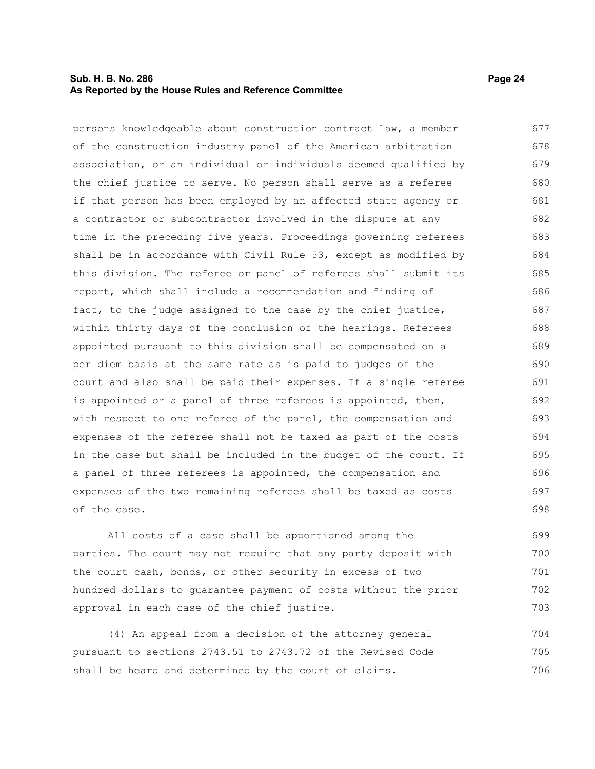persons knowledgeable about construction contract law, a member of the construction industry panel of the American arbitration association, or an individual or individuals deemed qualified by the chief justice to serve. No person shall serve as a referee if that person has been employed by an affected state agency or a contractor or subcontractor involved in the dispute at any time in the preceding five years. Proceedings governing referees shall be in accordance with Civil Rule 53, except as modified by this division. The referee or panel of referees shall submit its report, which shall include a recommendation and finding of fact, to the judge assigned to the case by the chief justice, within thirty days of the conclusion of the hearings. Referees appointed pursuant to this division shall be compensated on a per diem basis at the same rate as is paid to judges of the court and also shall be paid their expenses. If a single referee is appointed or a panel of three referees is appointed, then, with respect to one referee of the panel, the compensation and expenses of the referee shall not be taxed as part of the costs in the case but shall be included in the budget of the court. If a panel of three referees is appointed, the compensation and expenses of the two remaining referees shall be taxed as costs of the case.

All costs of a case shall be apportioned among the parties. The court may not require that any party deposit with the court cash, bonds, or other security in excess of two hundred dollars to guarantee payment of costs without the prior approval in each case of the chief justice.

(4) An appeal from a decision of the attorney general pursuant to sections 2743.51 to 2743.72 of the Revised Code shall be heard and determined by the court of claims.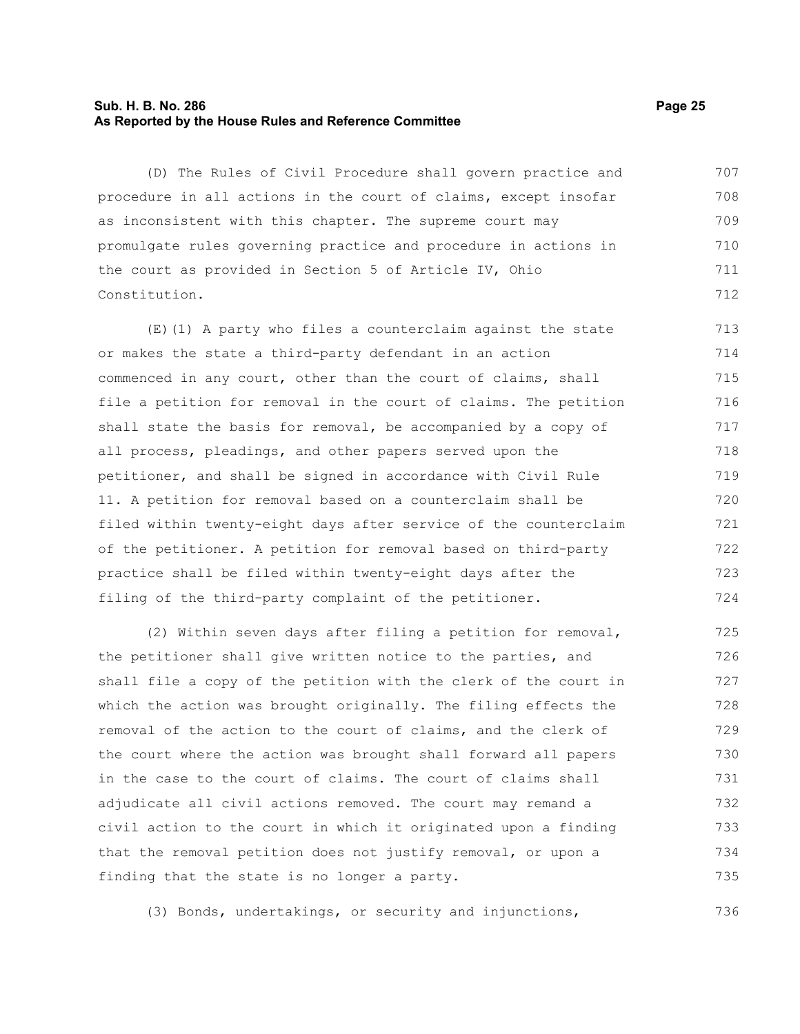(D) The Rules of Civil Procedure shall govern practice and procedure in all actions in the court of claims, except insofar as inconsistent with this chapter. The supreme court may promulgate rules governing practice and procedure in actions in the court as provided in Section 5 of Article IV, Ohio Constitution.

(E)(1) A party who files a counterclaim against the state or makes the state a third-party defendant in an action commenced in any court, other than the court of claims, shall file a petition for removal in the court of claims. The petition shall state the basis for removal, be accompanied by a copy of all process, pleadings, and other papers served upon the petitioner, and shall be signed in accordance with Civil Rule 11. A petition for removal based on a counterclaim shall be filed within twenty-eight days after service of the counterclaim of the petitioner. A petition for removal based on third-party practice shall be filed within twenty-eight days after the filing of the third-party complaint of the petitioner.

(2) Within seven days after filing a petition for removal, the petitioner shall give written notice to the parties, and shall file a copy of the petition with the clerk of the court in which the action was brought originally. The filing effects the removal of the action to the court of claims, and the clerk of the court where the action was brought shall forward all papers in the case to the court of claims. The court of claims shall adjudicate all civil actions removed. The court may remand a civil action to the court in which it originated upon a finding that the removal petition does not justify removal, or upon a finding that the state is no longer a party.

(3) Bonds, undertakings, or security and injunctions,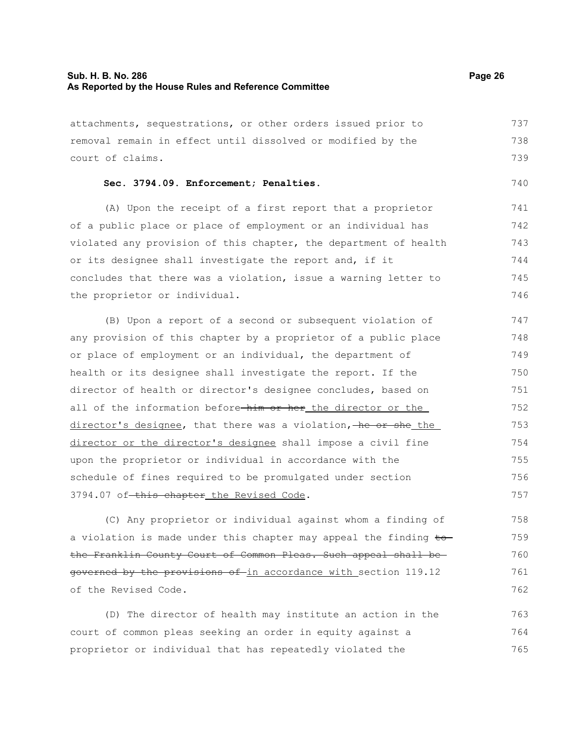attachments, sequestrations, or other orders issued prior to removal remain in effect until dissolved or modified by the court of claims.

**Sec. 3794.09. Enforcement; Penalties.**

(A) Upon the receipt of a first report that a proprietor of a public place or place of employment or an individual has violated any provision of this chapter, the department of health or its designee shall investigate the report and, if it concludes that there was a violation, issue a warning letter to the proprietor or individual.

(B) Upon a report of a second or subsequent violation of any provision of this chapter by a proprietor of a public place or place of employment or an individual, the department of health or its designee shall investigate the report. If the director of health or director's designee concludes, based on all of the information before ~~him or her~~ <u>the director or the director's designee</u>, that there was a violation, ~~he or she~~ <u>the director or the director's designee</u> shall impose a civil fine upon the proprietor or individual in accordance with the schedule of fines required to be promulgated under section 3794.07 of ~~this chapter~~ <u>the Revised Code</u>.

(C) Any proprietor or individual against whom a finding of a violation is made under this chapter may appeal the finding ~~to the Franklin County Court of Common Pleas. Such appeal shall be governed by the provisions of~~ <u>in accordance with</u> section 119.12 of the Revised Code.

(D) The director of health may institute an action in the court of common pleas seeking an order in equity against a proprietor or individual that has repeatedly violated the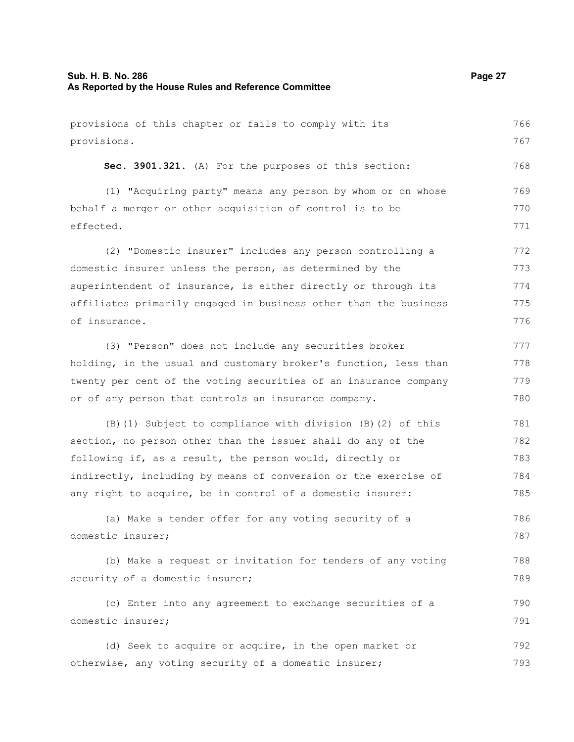provisions of this chapter or fails to comply with its provisions.

**Sec. 3901.321.** (A) For the purposes of this section:

(1) "Acquiring party" means any person by whom or on whose behalf a merger or other acquisition of control is to be effected.

(2) "Domestic insurer" includes any person controlling a domestic insurer unless the person, as determined by the superintendent of insurance, is either directly or through its affiliates primarily engaged in business other than the business of insurance.

(3) "Person" does not include any securities broker holding, in the usual and customary broker's function, less than twenty per cent of the voting securities of an insurance company or of any person that controls an insurance company.

(B)(1) Subject to compliance with division (B)(2) of this section, no person other than the issuer shall do any of the following if, as a result, the person would, directly or indirectly, including by means of conversion or the exercise of any right to acquire, be in control of a domestic insurer:

(a) Make a tender offer for any voting security of a domestic insurer;

(b) Make a request or invitation for tenders of any voting security of a domestic insurer;

(c) Enter into any agreement to exchange securities of a domestic insurer;

(d) Seek to acquire or acquire, in the open market or otherwise, any voting security of a domestic insurer;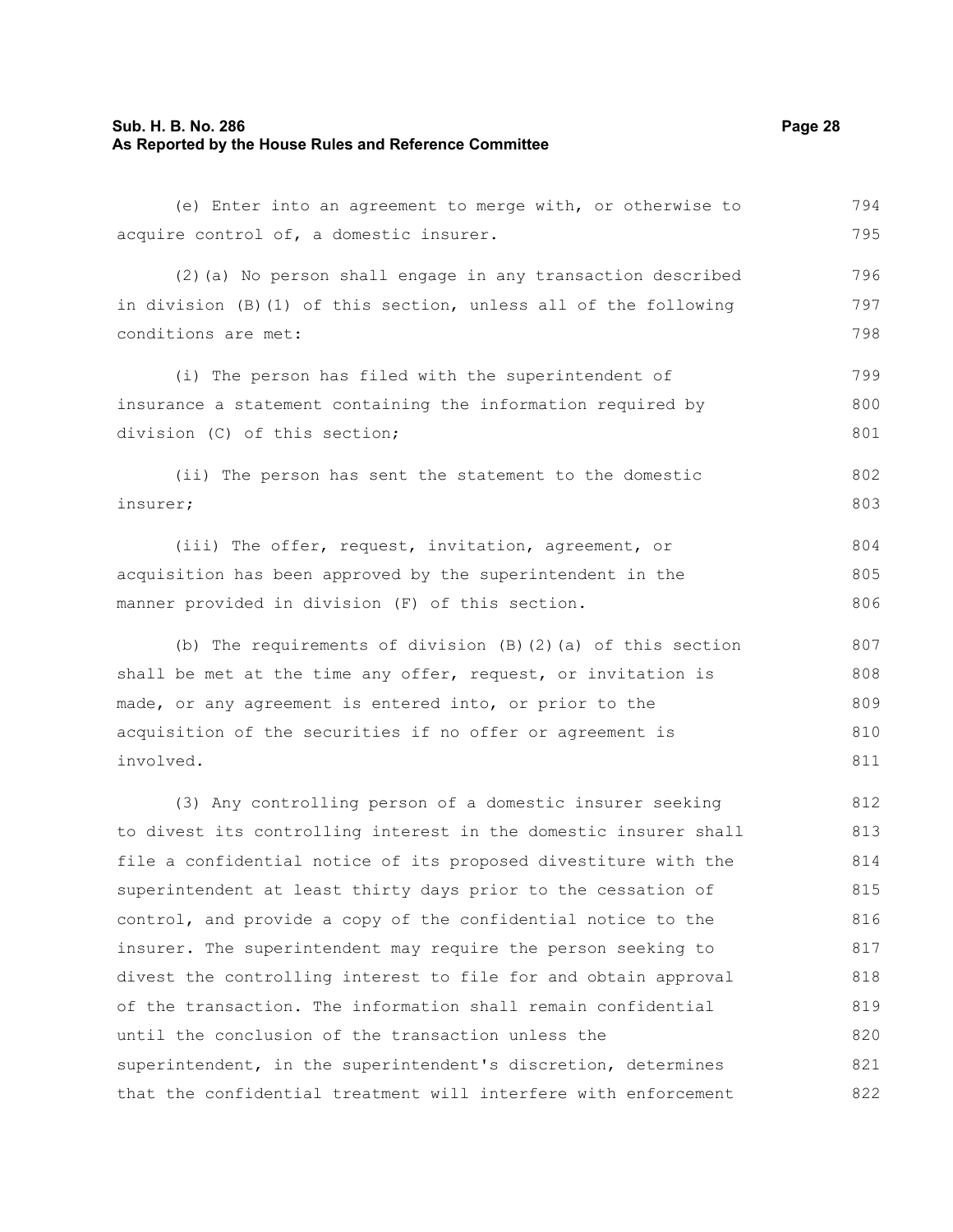(e) Enter into an agreement to merge with, or otherwise to acquire control of, a domestic insurer.

(2)(a) No person shall engage in any transaction described in division (B)(1) of this section, unless all of the following conditions are met:

(i) The person has filed with the superintendent of insurance a statement containing the information required by division (C) of this section;

(ii) The person has sent the statement to the domestic insurer;

(iii) The offer, request, invitation, agreement, or acquisition has been approved by the superintendent in the manner provided in division (F) of this section.

(b) The requirements of division (B)(2)(a) of this section shall be met at the time any offer, request, or invitation is made, or any agreement is entered into, or prior to the acquisition of the securities if no offer or agreement is involved.

(3) Any controlling person of a domestic insurer seeking to divest its controlling interest in the domestic insurer shall file a confidential notice of its proposed divestiture with the superintendent at least thirty days prior to the cessation of control, and provide a copy of the confidential notice to the insurer. The superintendent may require the person seeking to divest the controlling interest to file for and obtain approval of the transaction. The information shall remain confidential until the conclusion of the transaction unless the superintendent, in the superintendent's discretion, determines that the confidential treatment will interfere with enforcement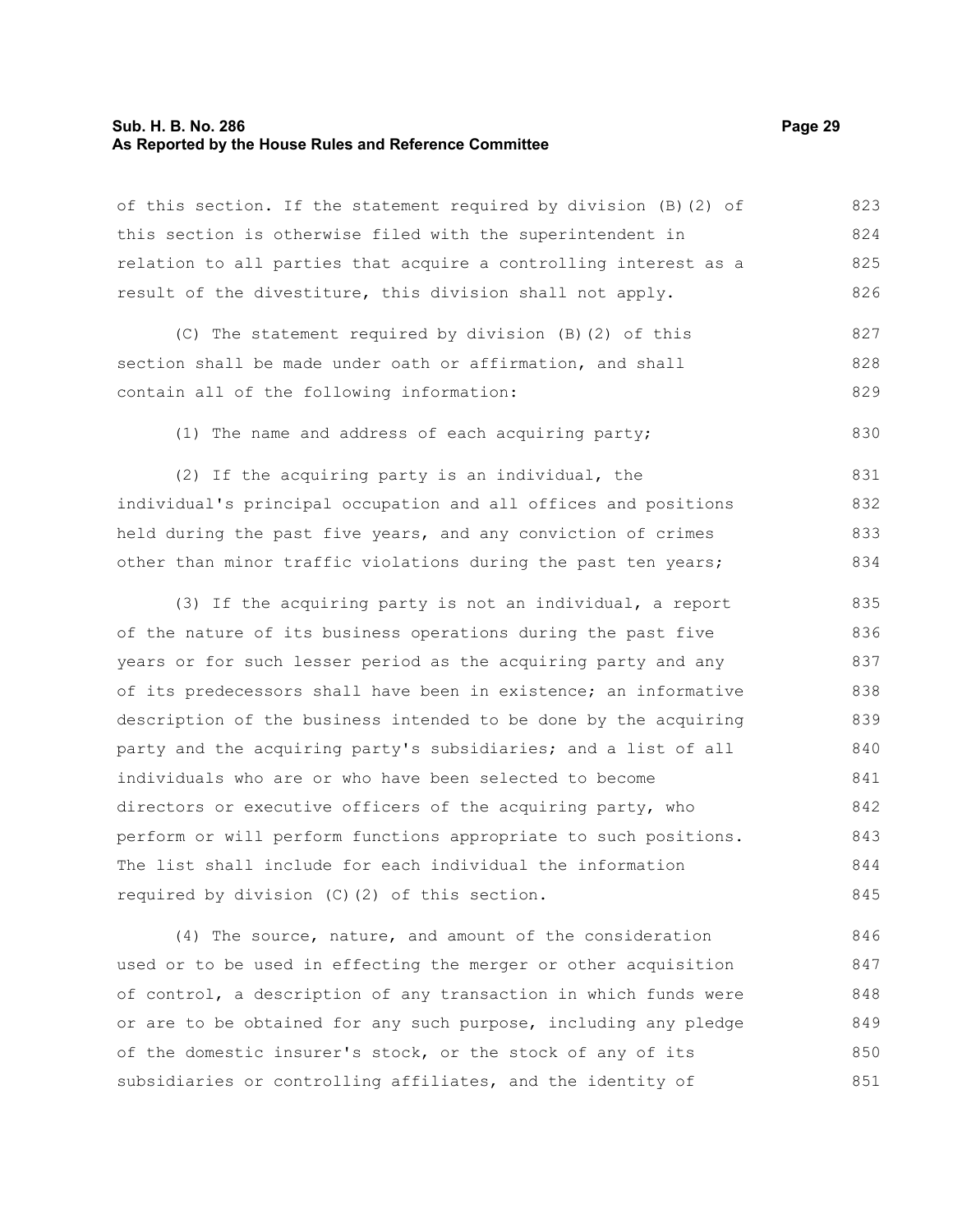of this section. If the statement required by division (B)(2) of this section is otherwise filed with the superintendent in relation to all parties that acquire a controlling interest as a result of the divestiture, this division shall not apply.

(C) The statement required by division (B)(2) of this section shall be made under oath or affirmation, and shall contain all of the following information:

(1) The name and address of each acquiring party;

(2) If the acquiring party is an individual, the individual's principal occupation and all offices and positions held during the past five years, and any conviction of crimes other than minor traffic violations during the past ten years;

(3) If the acquiring party is not an individual, a report of the nature of its business operations during the past five years or for such lesser period as the acquiring party and any of its predecessors shall have been in existence; an informative description of the business intended to be done by the acquiring party and the acquiring party's subsidiaries; and a list of all individuals who are or who have been selected to become directors or executive officers of the acquiring party, who perform or will perform functions appropriate to such positions. The list shall include for each individual the information required by division (C)(2) of this section.

(4) The source, nature, and amount of the consideration used or to be used in effecting the merger or other acquisition of control, a description of any transaction in which funds were or are to be obtained for any such purpose, including any pledge of the domestic insurer's stock, or the stock of any of its subsidiaries or controlling affiliates, and the identity of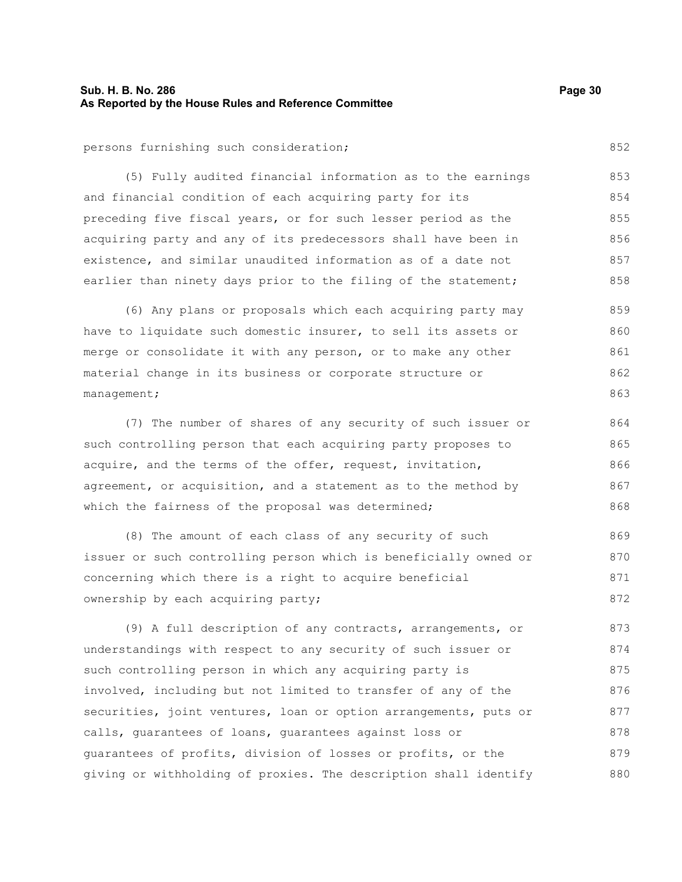persons furnishing such consideration;

(5) Fully audited financial information as to the earnings and financial condition of each acquiring party for its preceding five fiscal years, or for such lesser period as the acquiring party and any of its predecessors shall have been in existence, and similar unaudited information as of a date not earlier than ninety days prior to the filing of the statement;

(6) Any plans or proposals which each acquiring party may have to liquidate such domestic insurer, to sell its assets or merge or consolidate it with any person, or to make any other material change in its business or corporate structure or management;

(7) The number of shares of any security of such issuer or such controlling person that each acquiring party proposes to acquire, and the terms of the offer, request, invitation, agreement, or acquisition, and a statement as to the method by which the fairness of the proposal was determined;

(8) The amount of each class of any security of such issuer or such controlling person which is beneficially owned or concerning which there is a right to acquire beneficial ownership by each acquiring party;

(9) A full description of any contracts, arrangements, or understandings with respect to any security of such issuer or such controlling person in which any acquiring party is involved, including but not limited to transfer of any of the securities, joint ventures, loan or option arrangements, puts or calls, guarantees of loans, guarantees against loss or guarantees of profits, division of losses or profits, or the giving or withholding of proxies. The description shall identify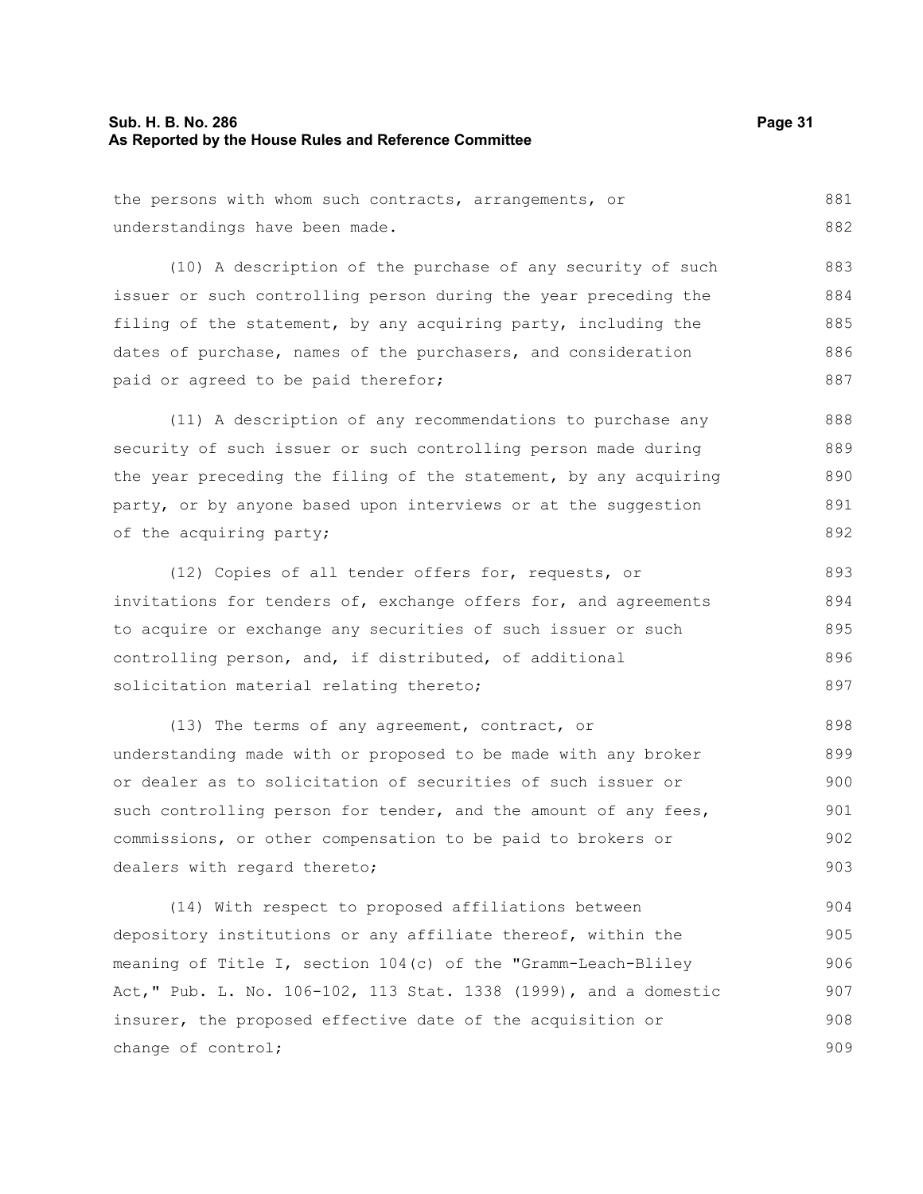the persons with whom such contracts, arrangements, or understandings have been made.

(10) A description of the purchase of any security of such issuer or such controlling person during the year preceding the filing of the statement, by any acquiring party, including the dates of purchase, names of the purchasers, and consideration paid or agreed to be paid therefor;

(11) A description of any recommendations to purchase any security of such issuer or such controlling person made during the year preceding the filing of the statement, by any acquiring party, or by anyone based upon interviews or at the suggestion of the acquiring party;

(12) Copies of all tender offers for, requests, or invitations for tenders of, exchange offers for, and agreements to acquire or exchange any securities of such issuer or such controlling person, and, if distributed, of additional solicitation material relating thereto;

(13) The terms of any agreement, contract, or understanding made with or proposed to be made with any broker or dealer as to solicitation of securities of such issuer or such controlling person for tender, and the amount of any fees, commissions, or other compensation to be paid to brokers or dealers with regard thereto;

(14) With respect to proposed affiliations between depository institutions or any affiliate thereof, within the meaning of Title I, section 104(c) of the "Gramm-Leach-Bliley Act," Pub. L. No. 106-102, 113 Stat. 1338 (1999), and a domestic insurer, the proposed effective date of the acquisition or change of control;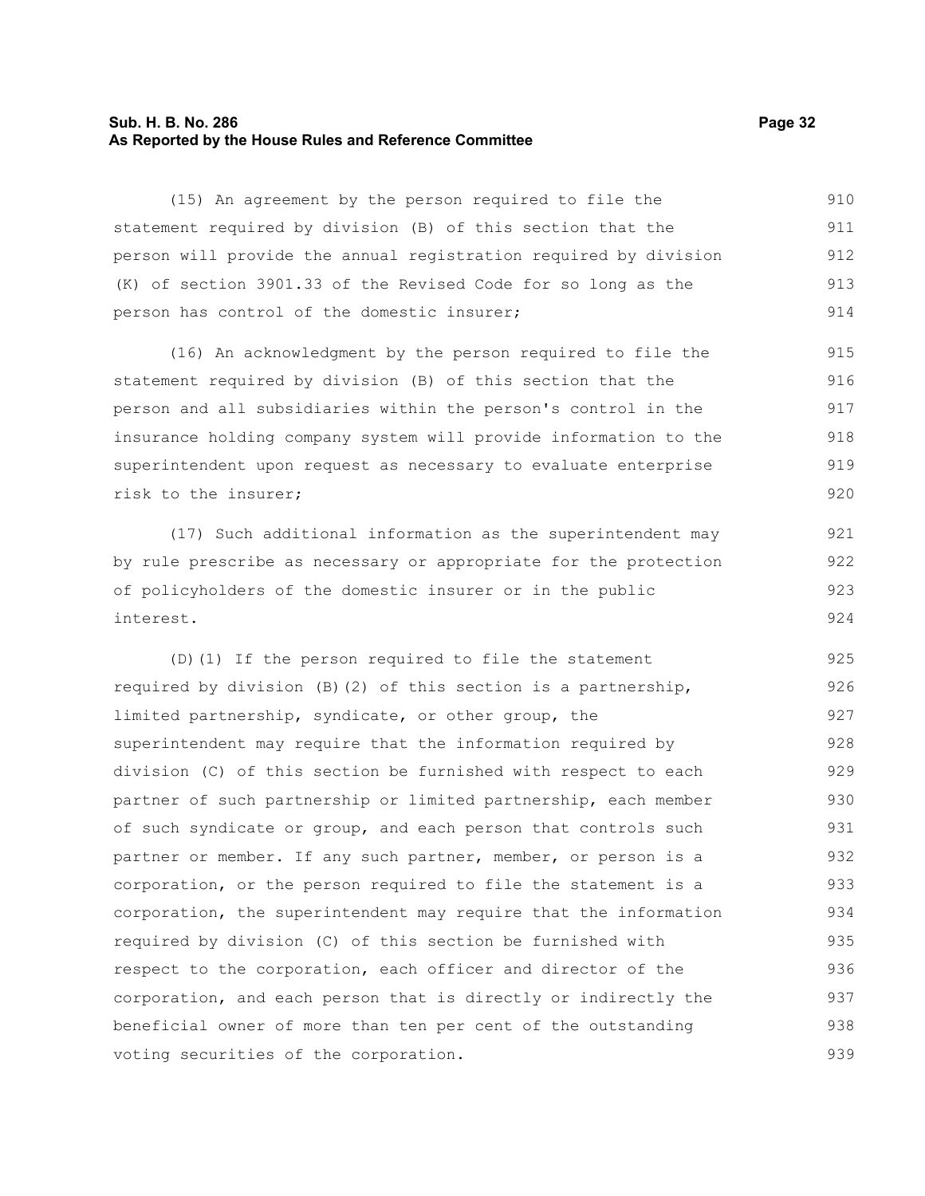(15) An agreement by the person required to file the statement required by division (B) of this section that the person will provide the annual registration required by division (K) of section 3901.33 of the Revised Code for so long as the person has control of the domestic insurer;

(16) An acknowledgment by the person required to file the statement required by division (B) of this section that the person and all subsidiaries within the person's control in the insurance holding company system will provide information to the superintendent upon request as necessary to evaluate enterprise risk to the insurer;

(17) Such additional information as the superintendent may by rule prescribe as necessary or appropriate for the protection of policyholders of the domestic insurer or in the public interest.

(D)(1) If the person required to file the statement required by division (B)(2) of this section is a partnership, limited partnership, syndicate, or other group, the superintendent may require that the information required by division (C) of this section be furnished with respect to each partner of such partnership or limited partnership, each member of such syndicate or group, and each person that controls such partner or member. If any such partner, member, or person is a corporation, or the person required to file the statement is a corporation, the superintendent may require that the information required by division (C) of this section be furnished with respect to the corporation, each officer and director of the corporation, and each person that is directly or indirectly the beneficial owner of more than ten per cent of the outstanding voting securities of the corporation.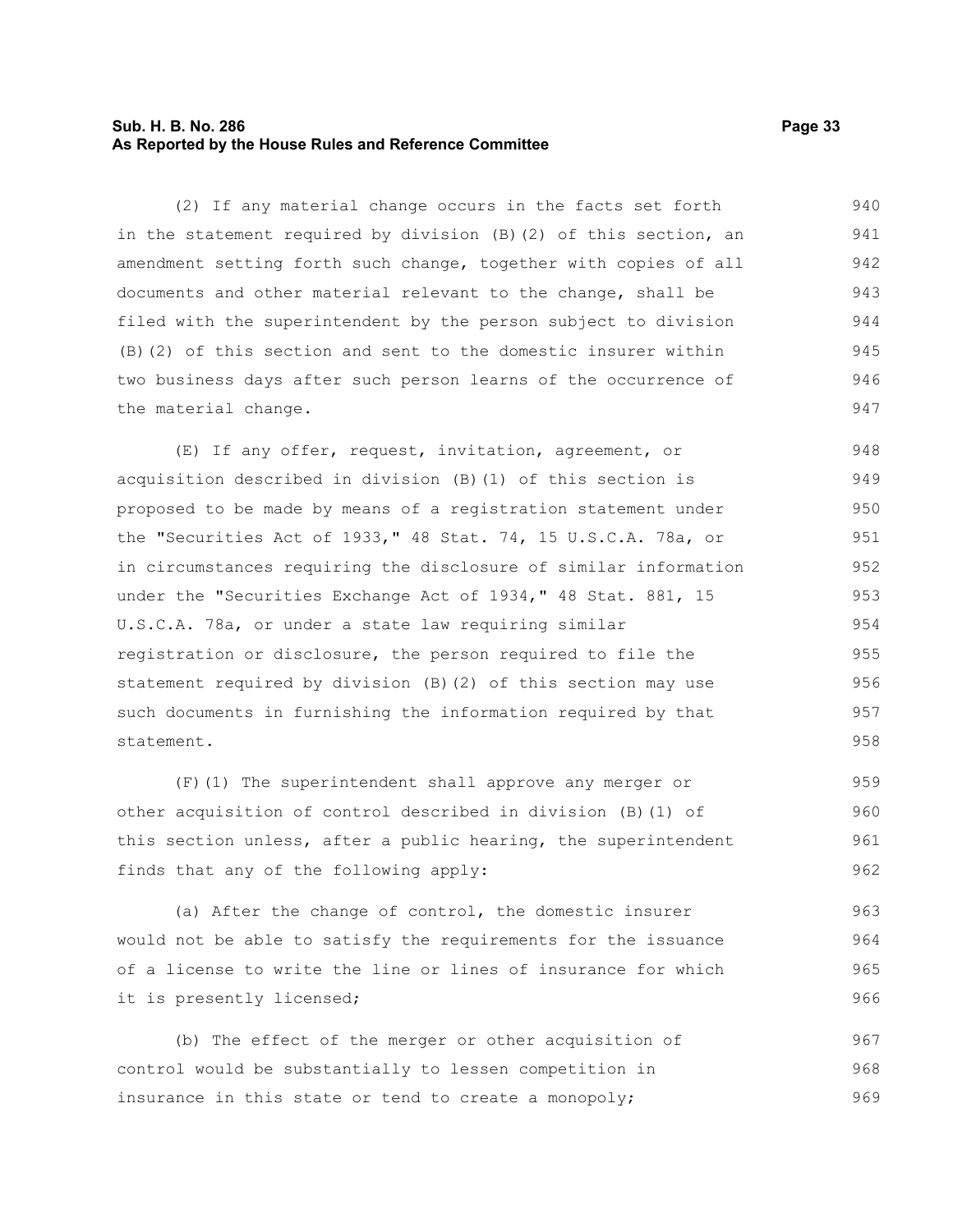(2) If any material change occurs in the facts set forth in the statement required by division (B)(2) of this section, an amendment setting forth such change, together with copies of all documents and other material relevant to the change, shall be filed with the superintendent by the person subject to division (B)(2) of this section and sent to the domestic insurer within two business days after such person learns of the occurrence of the material change.

(E) If any offer, request, invitation, agreement, or acquisition described in division (B)(1) of this section is proposed to be made by means of a registration statement under the "Securities Act of 1933," 48 Stat. 74, 15 U.S.C.A. 78a, or in circumstances requiring the disclosure of similar information under the "Securities Exchange Act of 1934," 48 Stat. 881, 15 U.S.C.A. 78a, or under a state law requiring similar registration or disclosure, the person required to file the statement required by division (B)(2) of this section may use such documents in furnishing the information required by that statement.

(F)(1) The superintendent shall approve any merger or other acquisition of control described in division (B)(1) of this section unless, after a public hearing, the superintendent finds that any of the following apply:

(a) After the change of control, the domestic insurer would not be able to satisfy the requirements for the issuance of a license to write the line or lines of insurance for which it is presently licensed;

(b) The effect of the merger or other acquisition of control would be substantially to lessen competition in insurance in this state or tend to create a monopoly;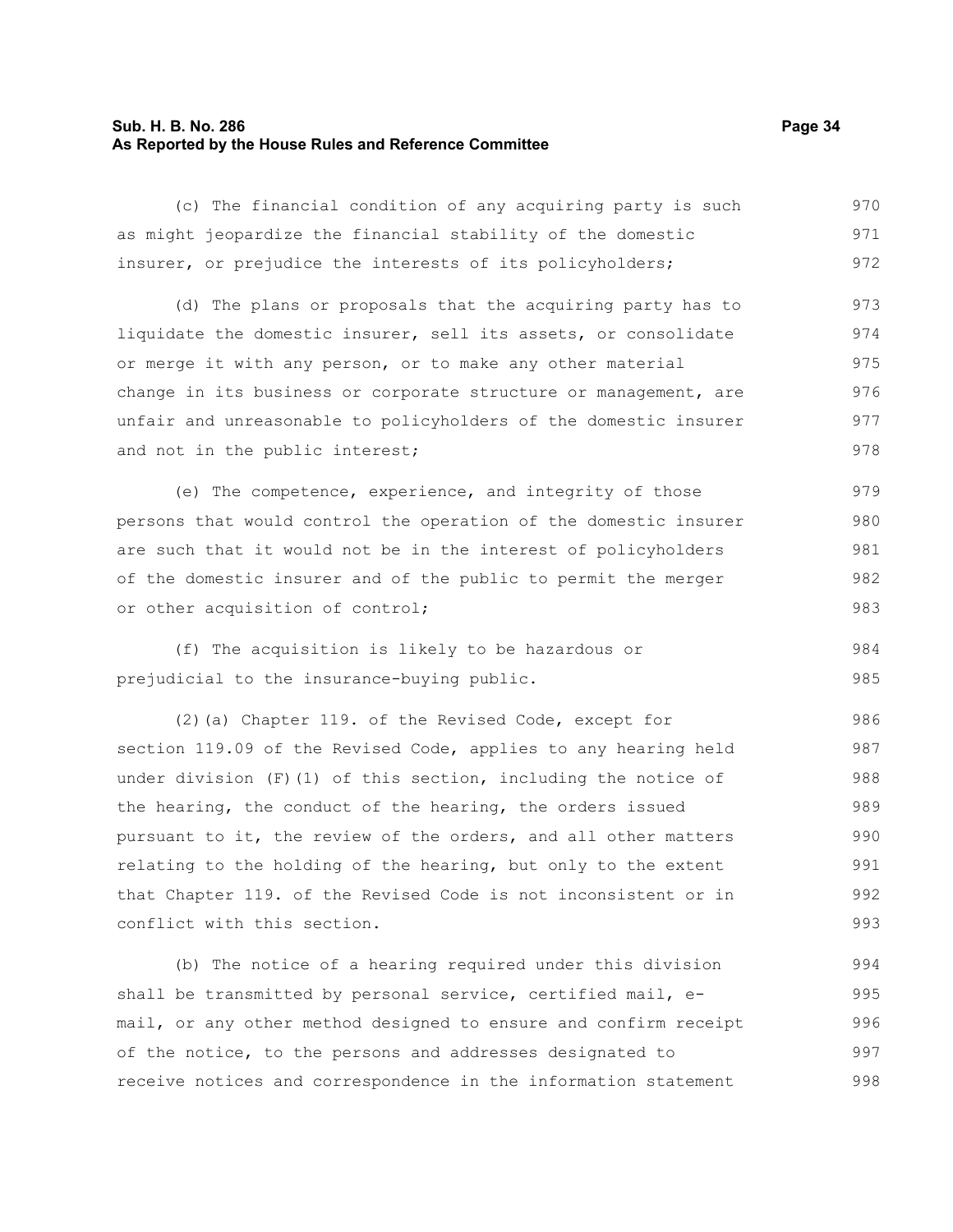(c) The financial condition of any acquiring party is such as might jeopardize the financial stability of the domestic insurer, or prejudice the interests of its policyholders;

(d) The plans or proposals that the acquiring party has to liquidate the domestic insurer, sell its assets, or consolidate or merge it with any person, or to make any other material change in its business or corporate structure or management, are unfair and unreasonable to policyholders of the domestic insurer and not in the public interest;

(e) The competence, experience, and integrity of those persons that would control the operation of the domestic insurer are such that it would not be in the interest of policyholders of the domestic insurer and of the public to permit the merger or other acquisition of control;

(f) The acquisition is likely to be hazardous or prejudicial to the insurance-buying public.

(2)(a) Chapter 119. of the Revised Code, except for section 119.09 of the Revised Code, applies to any hearing held under division (F)(1) of this section, including the notice of the hearing, the conduct of the hearing, the orders issued pursuant to it, the review of the orders, and all other matters relating to the holding of the hearing, but only to the extent that Chapter 119. of the Revised Code is not inconsistent or in conflict with this section.

(b) The notice of a hearing required under this division shall be transmitted by personal service, certified mail, e-mail, or any other method designed to ensure and confirm receipt of the notice, to the persons and addresses designated to receive notices and correspondence in the information statement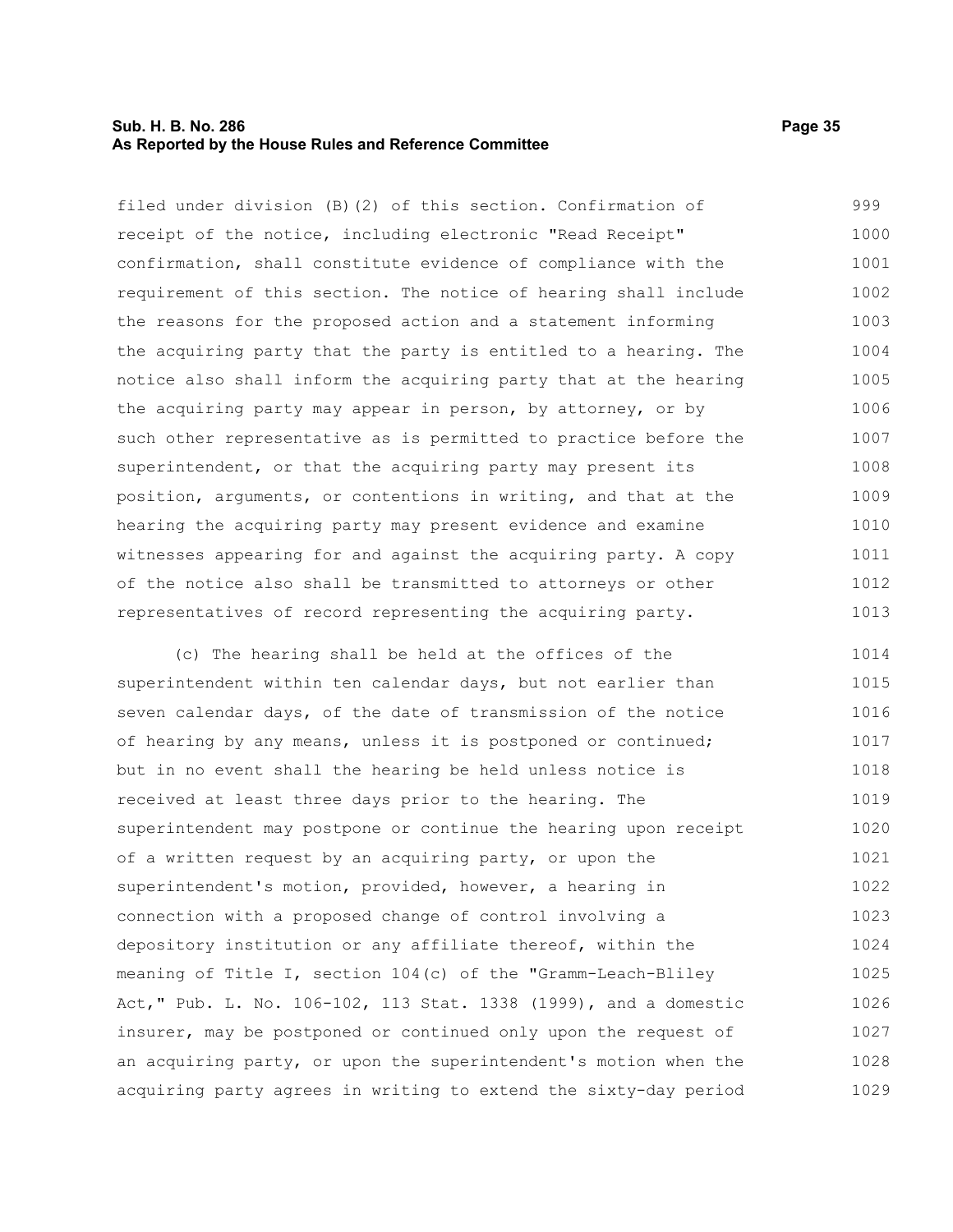filed under division (B)(2) of this section. Confirmation of receipt of the notice, including electronic "Read Receipt" confirmation, shall constitute evidence of compliance with the requirement of this section. The notice of hearing shall include the reasons for the proposed action and a statement informing the acquiring party that the party is entitled to a hearing. The notice also shall inform the acquiring party that at the hearing the acquiring party may appear in person, by attorney, or by such other representative as is permitted to practice before the superintendent, or that the acquiring party may present its position, arguments, or contentions in writing, and that at the hearing the acquiring party may present evidence and examine witnesses appearing for and against the acquiring party. A copy of the notice also shall be transmitted to attorneys or other representatives of record representing the acquiring party.

(c) The hearing shall be held at the offices of the superintendent within ten calendar days, but not earlier than seven calendar days, of the date of transmission of the notice of hearing by any means, unless it is postponed or continued; but in no event shall the hearing be held unless notice is received at least three days prior to the hearing. The superintendent may postpone or continue the hearing upon receipt of a written request by an acquiring party, or upon the superintendent's motion, provided, however, a hearing in connection with a proposed change of control involving a depository institution or any affiliate thereof, within the meaning of Title I, section 104(c) of the "Gramm-Leach-Bliley Act," Pub. L. No. 106-102, 113 Stat. 1338 (1999), and a domestic insurer, may be postponed or continued only upon the request of an acquiring party, or upon the superintendent's motion when the acquiring party agrees in writing to extend the sixty-day period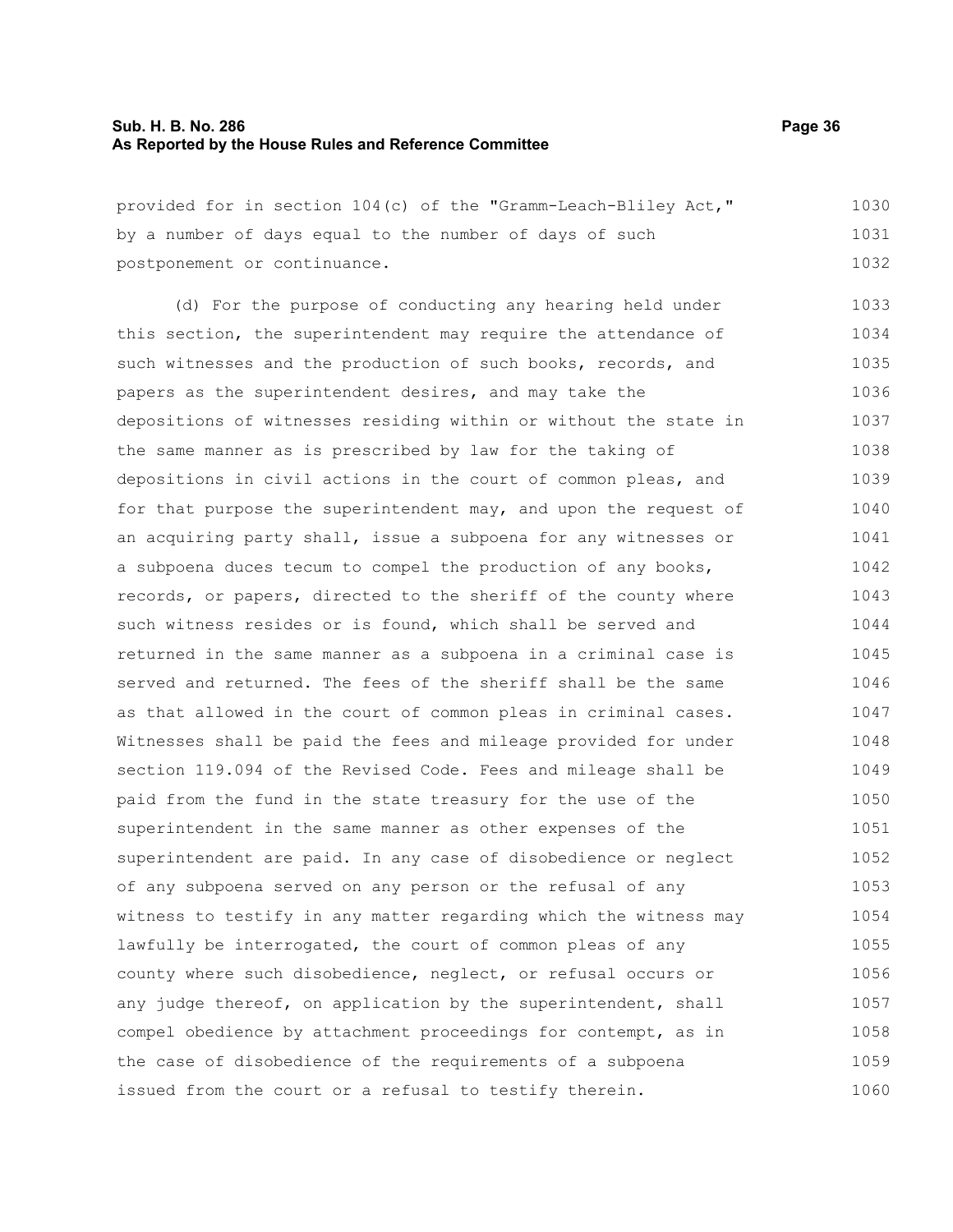provided for in section 104(c) of the "Gramm-Leach-Bliley Act," by a number of days equal to the number of days of such postponement or continuance.

(d) For the purpose of conducting any hearing held under this section, the superintendent may require the attendance of such witnesses and the production of such books, records, and papers as the superintendent desires, and may take the depositions of witnesses residing within or without the state in the same manner as is prescribed by law for the taking of depositions in civil actions in the court of common pleas, and for that purpose the superintendent may, and upon the request of an acquiring party shall, issue a subpoena for any witnesses or a subpoena duces tecum to compel the production of any books, records, or papers, directed to the sheriff of the county where such witness resides or is found, which shall be served and returned in the same manner as a subpoena in a criminal case is served and returned. The fees of the sheriff shall be the same as that allowed in the court of common pleas in criminal cases. Witnesses shall be paid the fees and mileage provided for under section 119.094 of the Revised Code. Fees and mileage shall be paid from the fund in the state treasury for the use of the superintendent in the same manner as other expenses of the superintendent are paid. In any case of disobedience or neglect of any subpoena served on any person or the refusal of any witness to testify in any matter regarding which the witness may lawfully be interrogated, the court of common pleas of any county where such disobedience, neglect, or refusal occurs or any judge thereof, on application by the superintendent, shall compel obedience by attachment proceedings for contempt, as in the case of disobedience of the requirements of a subpoena issued from the court or a refusal to testify therein.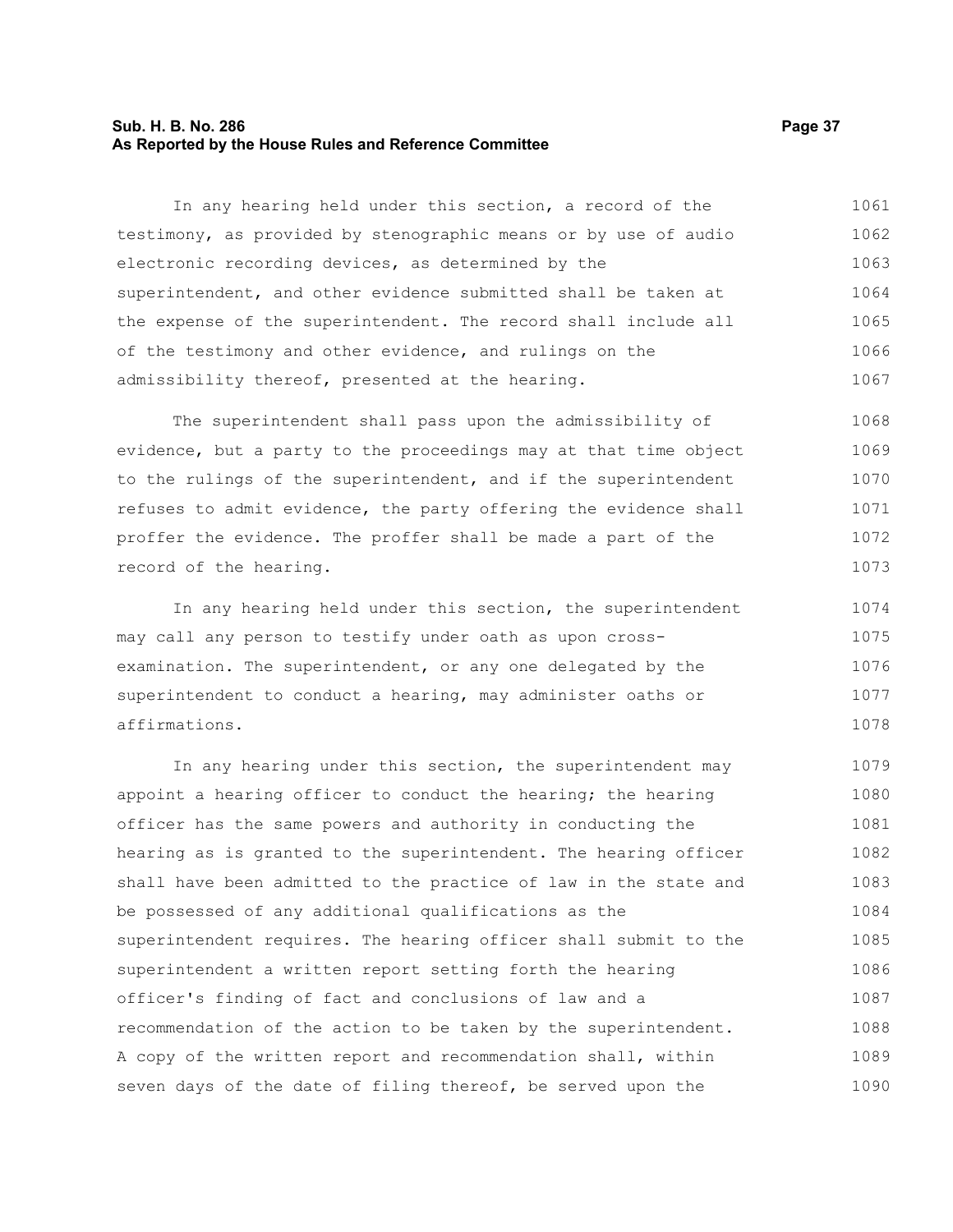In any hearing held under this section, a record of the testimony, as provided by stenographic means or by use of audio electronic recording devices, as determined by the superintendent, and other evidence submitted shall be taken at the expense of the superintendent. The record shall include all of the testimony and other evidence, and rulings on the admissibility thereof, presented at the hearing.

The superintendent shall pass upon the admissibility of evidence, but a party to the proceedings may at that time object to the rulings of the superintendent, and if the superintendent refuses to admit evidence, the party offering the evidence shall proffer the evidence. The proffer shall be made a part of the record of the hearing.

In any hearing held under this section, the superintendent may call any person to testify under oath as upon cross-examination. The superintendent, or any one delegated by the superintendent to conduct a hearing, may administer oaths or affirmations.

In any hearing under this section, the superintendent may appoint a hearing officer to conduct the hearing; the hearing officer has the same powers and authority in conducting the hearing as is granted to the superintendent. The hearing officer shall have been admitted to the practice of law in the state and be possessed of any additional qualifications as the superintendent requires. The hearing officer shall submit to the superintendent a written report setting forth the hearing officer's finding of fact and conclusions of law and a recommendation of the action to be taken by the superintendent. A copy of the written report and recommendation shall, within seven days of the date of filing thereof, be served upon the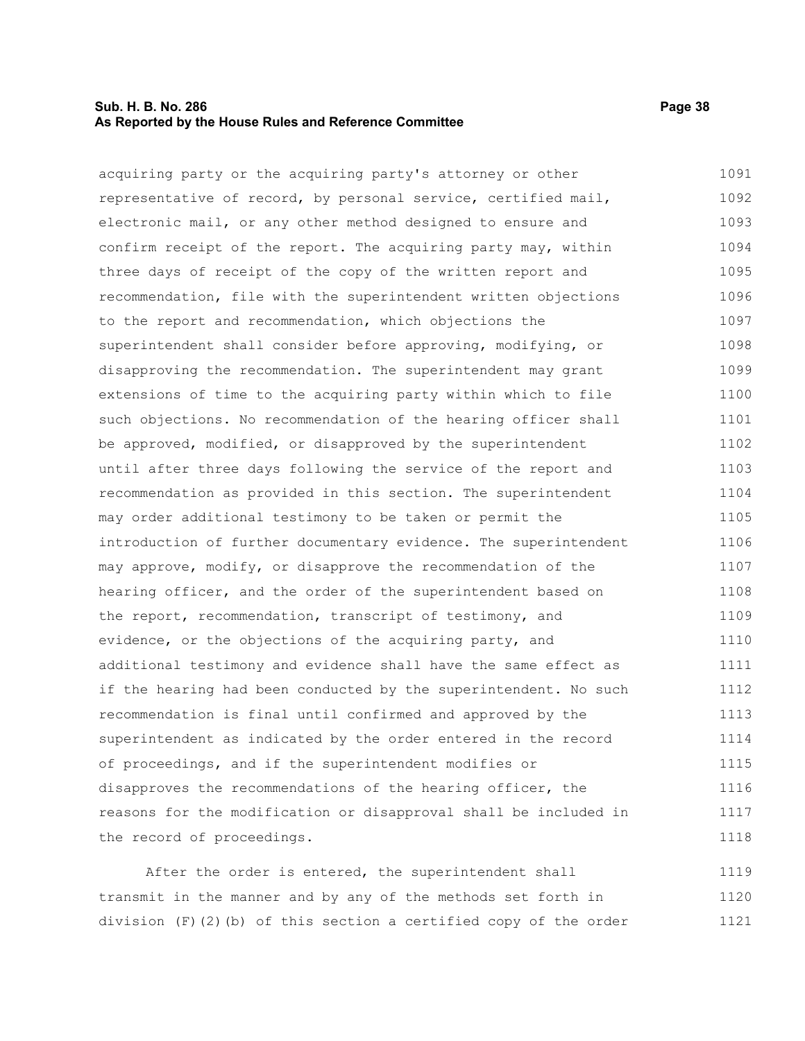acquiring party or the acquiring party's attorney or other representative of record, by personal service, certified mail, electronic mail, or any other method designed to ensure and confirm receipt of the report. The acquiring party may, within three days of receipt of the copy of the written report and recommendation, file with the superintendent written objections to the report and recommendation, which objections the superintendent shall consider before approving, modifying, or disapproving the recommendation. The superintendent may grant extensions of time to the acquiring party within which to file such objections. No recommendation of the hearing officer shall be approved, modified, or disapproved by the superintendent until after three days following the service of the report and recommendation as provided in this section. The superintendent may order additional testimony to be taken or permit the introduction of further documentary evidence. The superintendent may approve, modify, or disapprove the recommendation of the hearing officer, and the order of the superintendent based on the report, recommendation, transcript of testimony, and evidence, or the objections of the acquiring party, and additional testimony and evidence shall have the same effect as if the hearing had been conducted by the superintendent. No such recommendation is final until confirmed and approved by the superintendent as indicated by the order entered in the record of proceedings, and if the superintendent modifies or disapproves the recommendations of the hearing officer, the reasons for the modification or disapproval shall be included in the record of proceedings.

After the order is entered, the superintendent shall transmit in the manner and by any of the methods set forth in division (F)(2)(b) of this section a certified copy of the order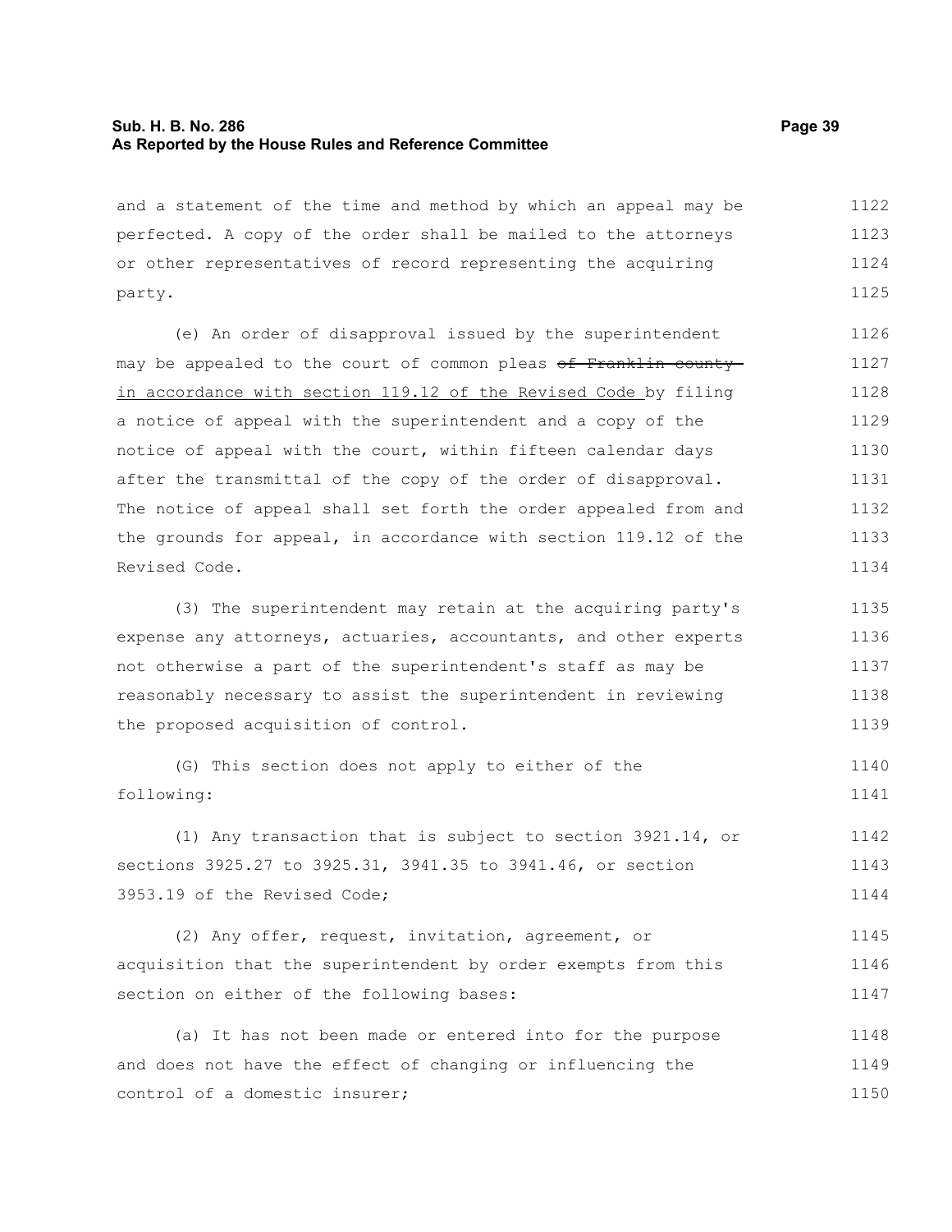and a statement of the time and method by which an appeal may be perfected. A copy of the order shall be mailed to the attorneys or other representatives of record representing the acquiring party.

(e) An order of disapproval issued by the superintendent may be appealed to the court of common pleas ~~of Franklin county~~ in accordance with section 119.12 of the Revised Code by filing a notice of appeal with the superintendent and a copy of the notice of appeal with the court, within fifteen calendar days after the transmittal of the copy of the order of disapproval. The notice of appeal shall set forth the order appealed from and the grounds for appeal, in accordance with section 119.12 of the Revised Code.

(3) The superintendent may retain at the acquiring party's expense any attorneys, actuaries, accountants, and other experts not otherwise a part of the superintendent's staff as may be reasonably necessary to assist the superintendent in reviewing the proposed acquisition of control.

(G) This section does not apply to either of the following:

(1) Any transaction that is subject to section 3921.14, or sections 3925.27 to 3925.31, 3941.35 to 3941.46, or section 3953.19 of the Revised Code;

(2) Any offer, request, invitation, agreement, or acquisition that the superintendent by order exempts from this section on either of the following bases:

(a) It has not been made or entered into for the purpose and does not have the effect of changing or influencing the control of a domestic insurer;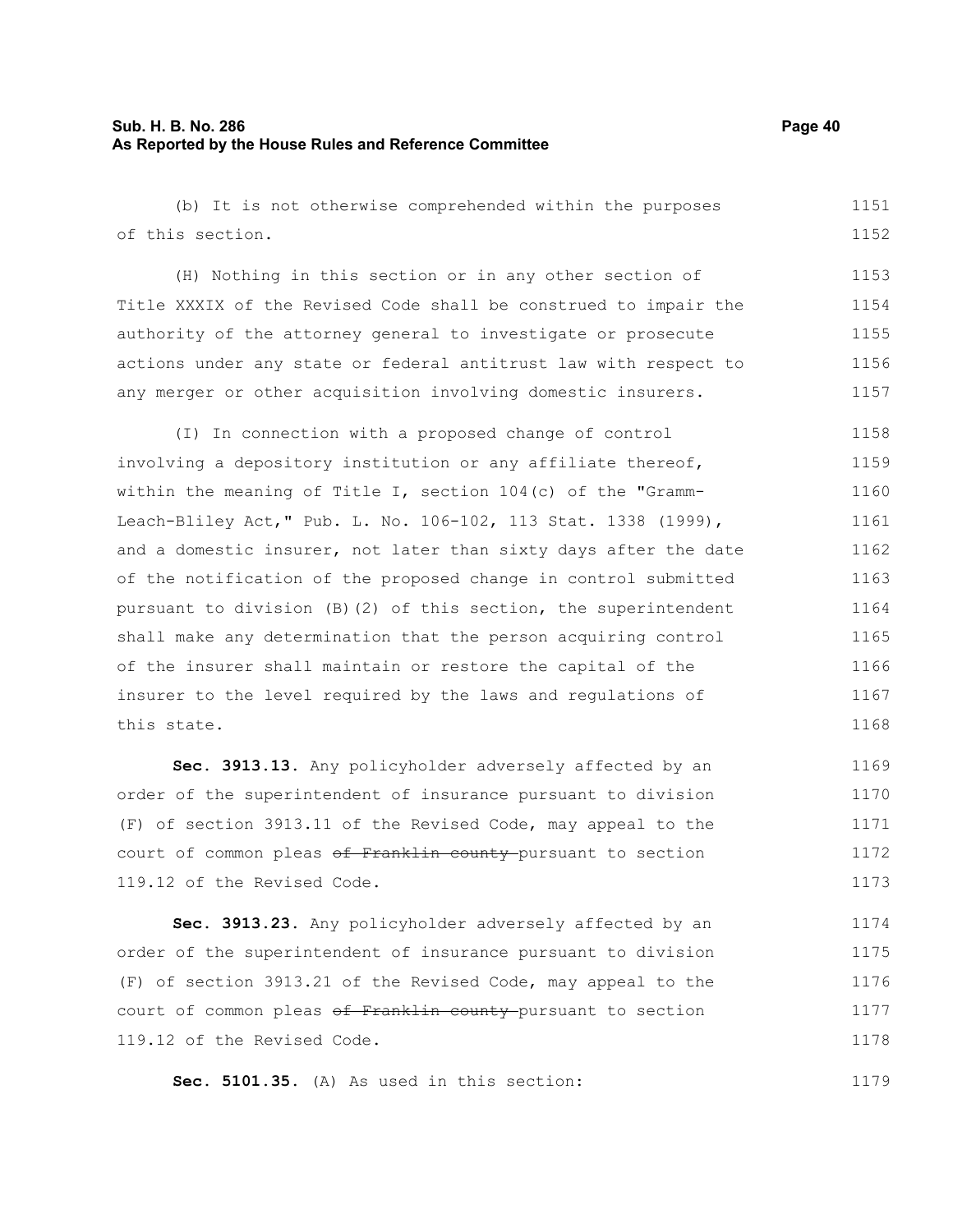(b) It is not otherwise comprehended within the purposes of this section.

(H) Nothing in this section or in any other section of Title XXXIX of the Revised Code shall be construed to impair the authority of the attorney general to investigate or prosecute actions under any state or federal antitrust law with respect to any merger or other acquisition involving domestic insurers.

(I) In connection with a proposed change of control involving a depository institution or any affiliate thereof, within the meaning of Title I, section 104(c) of the "Gramm-Leach-Bliley Act," Pub. L. No. 106-102, 113 Stat. 1338 (1999), and a domestic insurer, not later than sixty days after the date of the notification of the proposed change in control submitted pursuant to division (B)(2) of this section, the superintendent shall make any determination that the person acquiring control of the insurer shall maintain or restore the capital of the insurer to the level required by the laws and regulations of this state.

**Sec. 3913.13.** Any policyholder adversely affected by an order of the superintendent of insurance pursuant to division (F) of section 3913.11 of the Revised Code, may appeal to the court of common pleas ~~of Franklin county~~ pursuant to section 119.12 of the Revised Code.

**Sec. 3913.23.** Any policyholder adversely affected by an order of the superintendent of insurance pursuant to division (F) of section 3913.21 of the Revised Code, may appeal to the court of common pleas ~~of Franklin county~~ pursuant to section 119.12 of the Revised Code.

**Sec. 5101.35.** (A) As used in this section: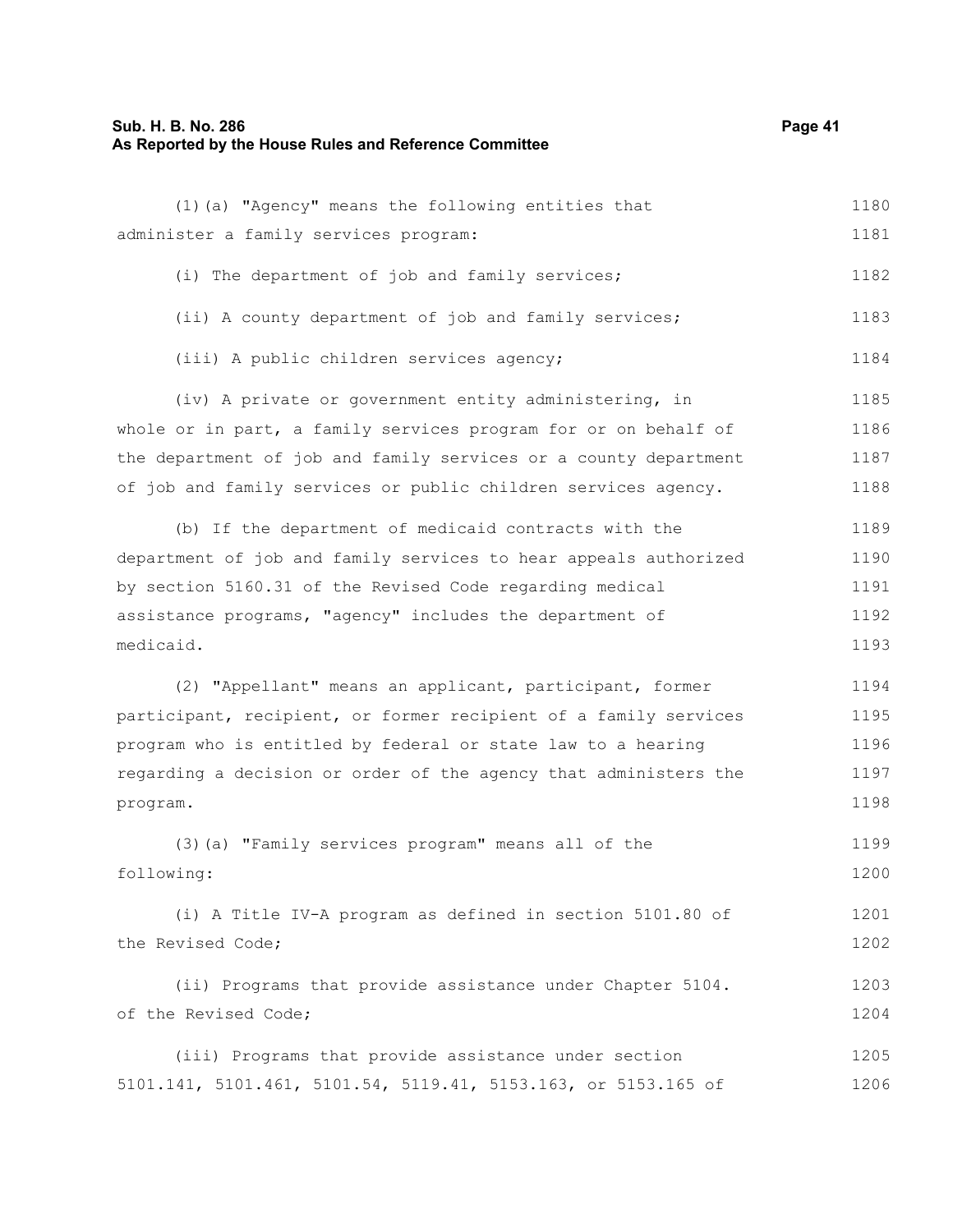(1)(a) "Agency" means the following entities that administer a family services program:

(i) The department of job and family services;

(ii) A county department of job and family services;

(iii) A public children services agency;

(iv) A private or government entity administering, in whole or in part, a family services program for or on behalf of the department of job and family services or a county department of job and family services or public children services agency.

(b) If the department of medicaid contracts with the department of job and family services to hear appeals authorized by section 5160.31 of the Revised Code regarding medical assistance programs, "agency" includes the department of medicaid.

(2) "Appellant" means an applicant, participant, former participant, recipient, or former recipient of a family services program who is entitled by federal or state law to a hearing regarding a decision or order of the agency that administers the program.

(3)(a) "Family services program" means all of the following:

(i) A Title IV-A program as defined in section 5101.80 of the Revised Code;

(ii) Programs that provide assistance under Chapter 5104. of the Revised Code;

(iii) Programs that provide assistance under section 5101.141, 5101.461, 5101.54, 5119.41, 5153.163, or 5153.165 of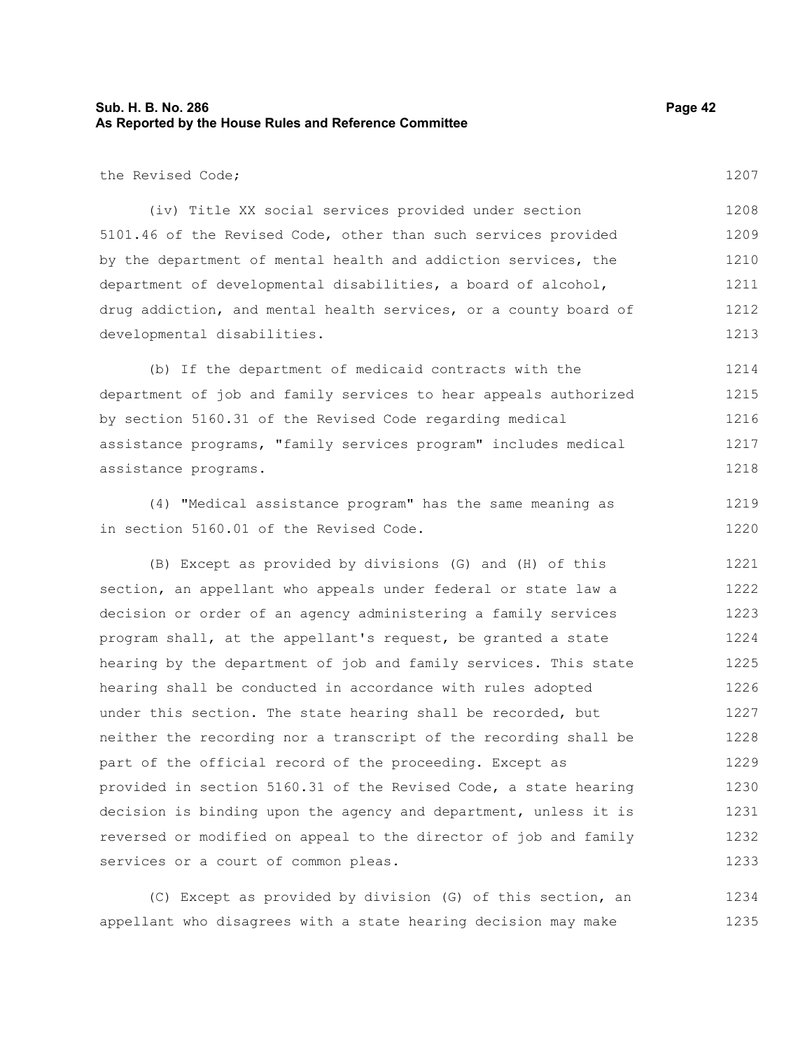the Revised Code;

(iv) Title XX social services provided under section 5101.46 of the Revised Code, other than such services provided by the department of mental health and addiction services, the department of developmental disabilities, a board of alcohol, drug addiction, and mental health services, or a county board of developmental disabilities.

(b) If the department of medicaid contracts with the department of job and family services to hear appeals authorized by section 5160.31 of the Revised Code regarding medical assistance programs, "family services program" includes medical assistance programs.

(4) "Medical assistance program" has the same meaning as in section 5160.01 of the Revised Code.

(B) Except as provided by divisions (G) and (H) of this section, an appellant who appeals under federal or state law a decision or order of an agency administering a family services program shall, at the appellant's request, be granted a state hearing by the department of job and family services. This state hearing shall be conducted in accordance with rules adopted under this section. The state hearing shall be recorded, but neither the recording nor a transcript of the recording shall be part of the official record of the proceeding. Except as provided in section 5160.31 of the Revised Code, a state hearing decision is binding upon the agency and department, unless it is reversed or modified on appeal to the director of job and family services or a court of common pleas.

(C) Except as provided by division (G) of this section, an appellant who disagrees with a state hearing decision may make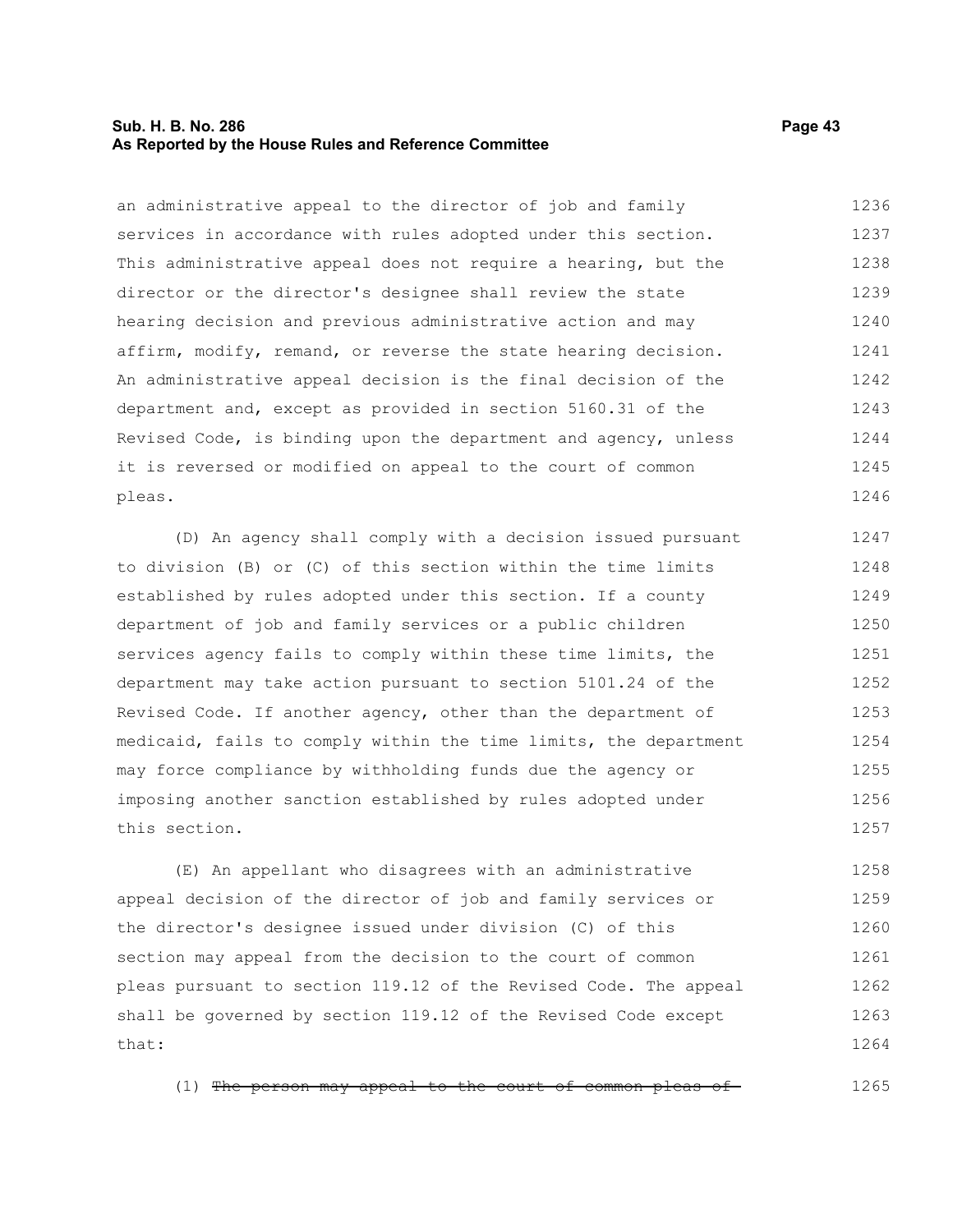an administrative appeal to the director of job and family services in accordance with rules adopted under this section. This administrative appeal does not require a hearing, but the director or the director's designee shall review the state hearing decision and previous administrative action and may affirm, modify, remand, or reverse the state hearing decision. An administrative appeal decision is the final decision of the department and, except as provided in section 5160.31 of the Revised Code, is binding upon the department and agency, unless it is reversed or modified on appeal to the court of common pleas.

(D) An agency shall comply with a decision issued pursuant to division (B) or (C) of this section within the time limits established by rules adopted under this section. If a county department of job and family services or a public children services agency fails to comply within these time limits, the department may take action pursuant to section 5101.24 of the Revised Code. If another agency, other than the department of medicaid, fails to comply within the time limits, the department may force compliance by withholding funds due the agency or imposing another sanction established by rules adopted under this section.

(E) An appellant who disagrees with an administrative appeal decision of the director of job and family services or the director's designee issued under division (C) of this section may appeal from the decision to the court of common pleas pursuant to section 119.12 of the Revised Code. The appeal shall be governed by section 119.12 of the Revised Code except that:

(1) ~~The person may appeal to the court of common pleas of~~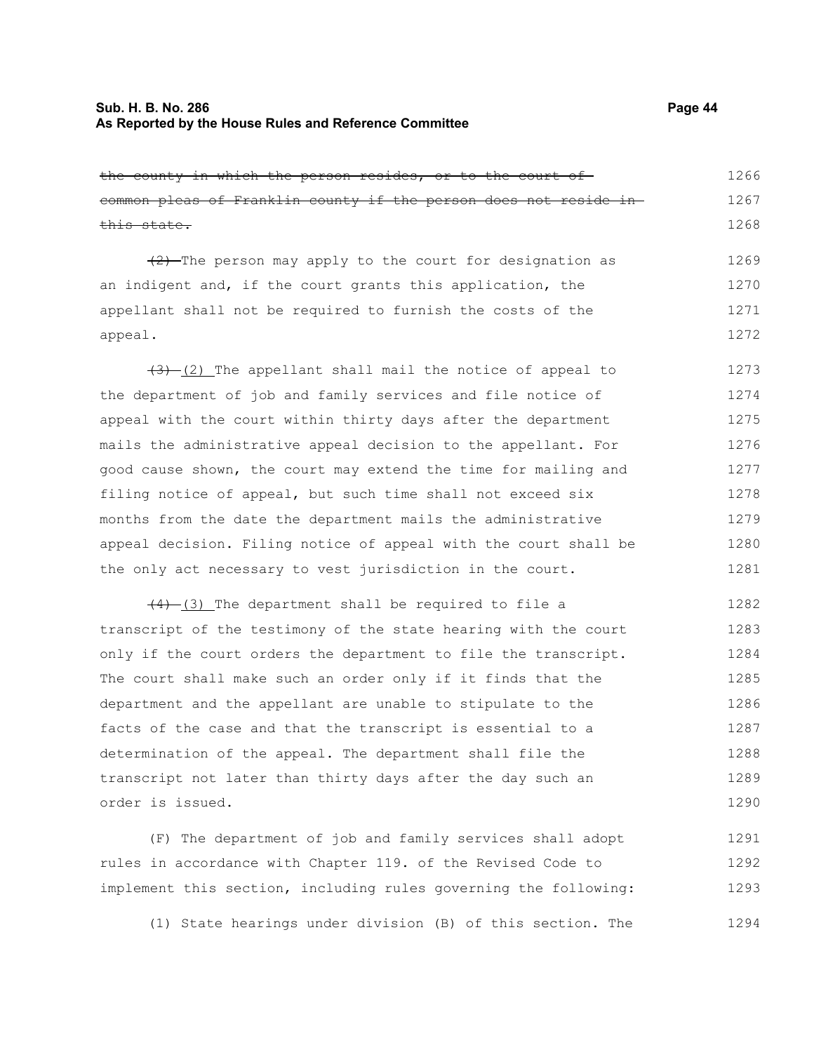~~the county in which the person resides, or to the court of common pleas of Franklin county if the person does not reside in this state.~~

~~(2)~~ The person may apply to the court for designation as an indigent and, if the court grants this application, the appellant shall not be required to furnish the costs of the appeal.

~~(3)~~ (2) The appellant shall mail the notice of appeal to the department of job and family services and file notice of appeal with the court within thirty days after the department mails the administrative appeal decision to the appellant. For good cause shown, the court may extend the time for mailing and filing notice of appeal, but such time shall not exceed six months from the date the department mails the administrative appeal decision. Filing notice of appeal with the court shall be the only act necessary to vest jurisdiction in the court.

~~(4)~~ (3) The department shall be required to file a transcript of the testimony of the state hearing with the court only if the court orders the department to file the transcript. The court shall make such an order only if it finds that the department and the appellant are unable to stipulate to the facts of the case and that the transcript is essential to a determination of the appeal. The department shall file the transcript not later than thirty days after the day such an order is issued.

(F) The department of job and family services shall adopt rules in accordance with Chapter 119. of the Revised Code to implement this section, including rules governing the following:

(1) State hearings under division (B) of this section. The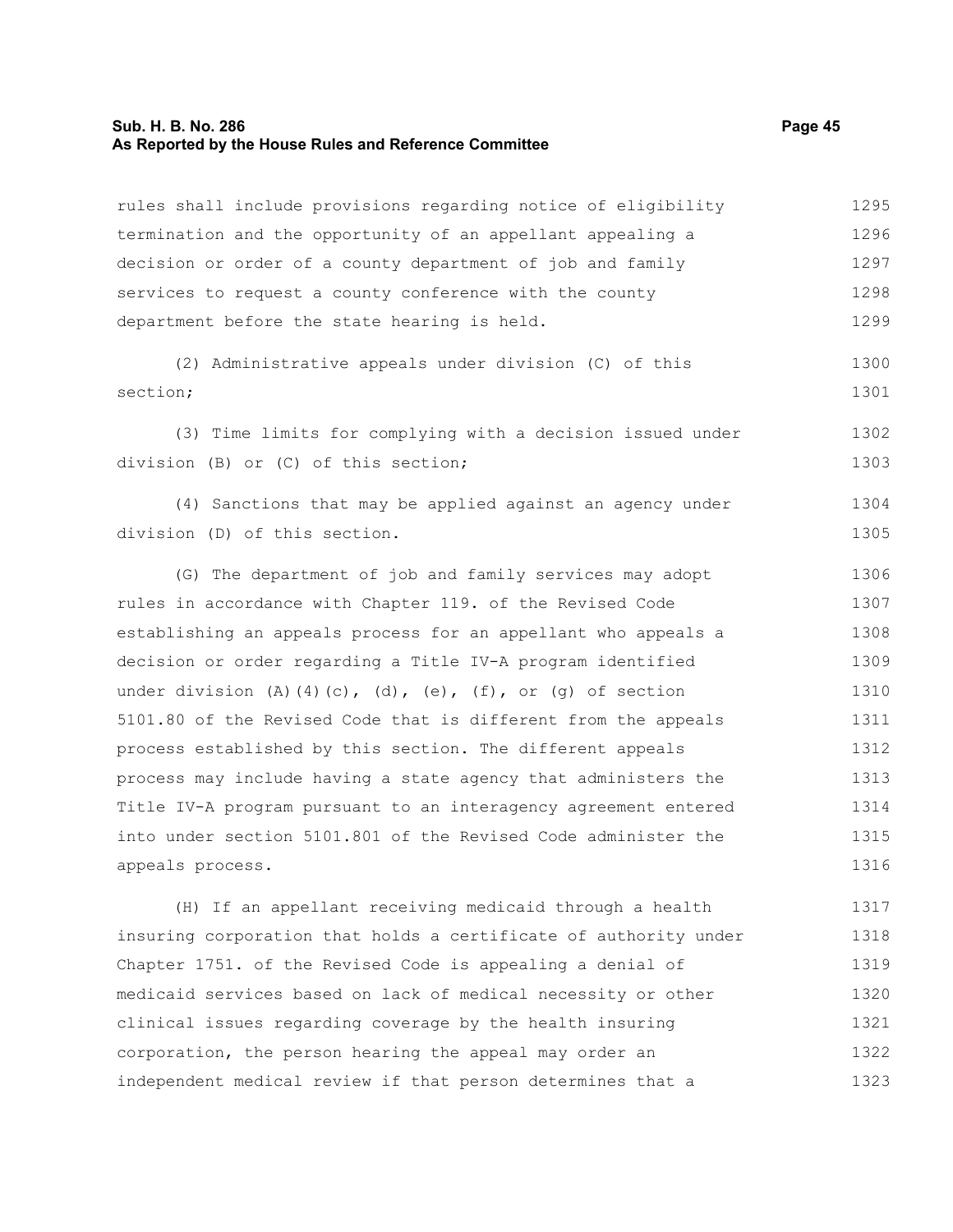rules shall include provisions regarding notice of eligibility termination and the opportunity of an appellant appealing a decision or order of a county department of job and family services to request a county conference with the county department before the state hearing is held.

(2) Administrative appeals under division (C) of this section;

(3) Time limits for complying with a decision issued under division (B) or (C) of this section;

(4) Sanctions that may be applied against an agency under division (D) of this section.

(G) The department of job and family services may adopt rules in accordance with Chapter 119. of the Revised Code establishing an appeals process for an appellant who appeals a decision or order regarding a Title IV-A program identified under division (A)(4)(c), (d), (e), (f), or (g) of section 5101.80 of the Revised Code that is different from the appeals process established by this section. The different appeals process may include having a state agency that administers the Title IV-A program pursuant to an interagency agreement entered into under section 5101.801 of the Revised Code administer the appeals process.

(H) If an appellant receiving medicaid through a health insuring corporation that holds a certificate of authority under Chapter 1751. of the Revised Code is appealing a denial of medicaid services based on lack of medical necessity or other clinical issues regarding coverage by the health insuring corporation, the person hearing the appeal may order an independent medical review if that person determines that a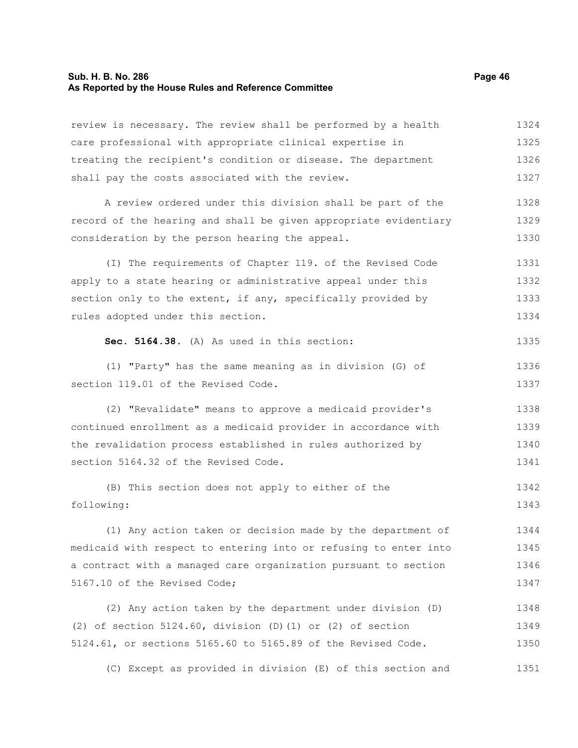review is necessary. The review shall be performed by a health care professional with appropriate clinical expertise in treating the recipient's condition or disease. The department shall pay the costs associated with the review.

A review ordered under this division shall be part of the record of the hearing and shall be given appropriate evidentiary consideration by the person hearing the appeal.

(I) The requirements of Chapter 119. of the Revised Code apply to a state hearing or administrative appeal under this section only to the extent, if any, specifically provided by rules adopted under this section.

**Sec. 5164.38.** (A) As used in this section:

(1) "Party" has the same meaning as in division (G) of section 119.01 of the Revised Code.

(2) "Revalidate" means to approve a medicaid provider's continued enrollment as a medicaid provider in accordance with the revalidation process established in rules authorized by section 5164.32 of the Revised Code.

(B) This section does not apply to either of the following:

(1) Any action taken or decision made by the department of medicaid with respect to entering into or refusing to enter into a contract with a managed care organization pursuant to section 5167.10 of the Revised Code;

(2) Any action taken by the department under division (D)(2) of section 5124.60, division (D)(1) or (2) of section 5124.61, or sections 5165.60 to 5165.89 of the Revised Code.

(C) Except as provided in division (E) of this section and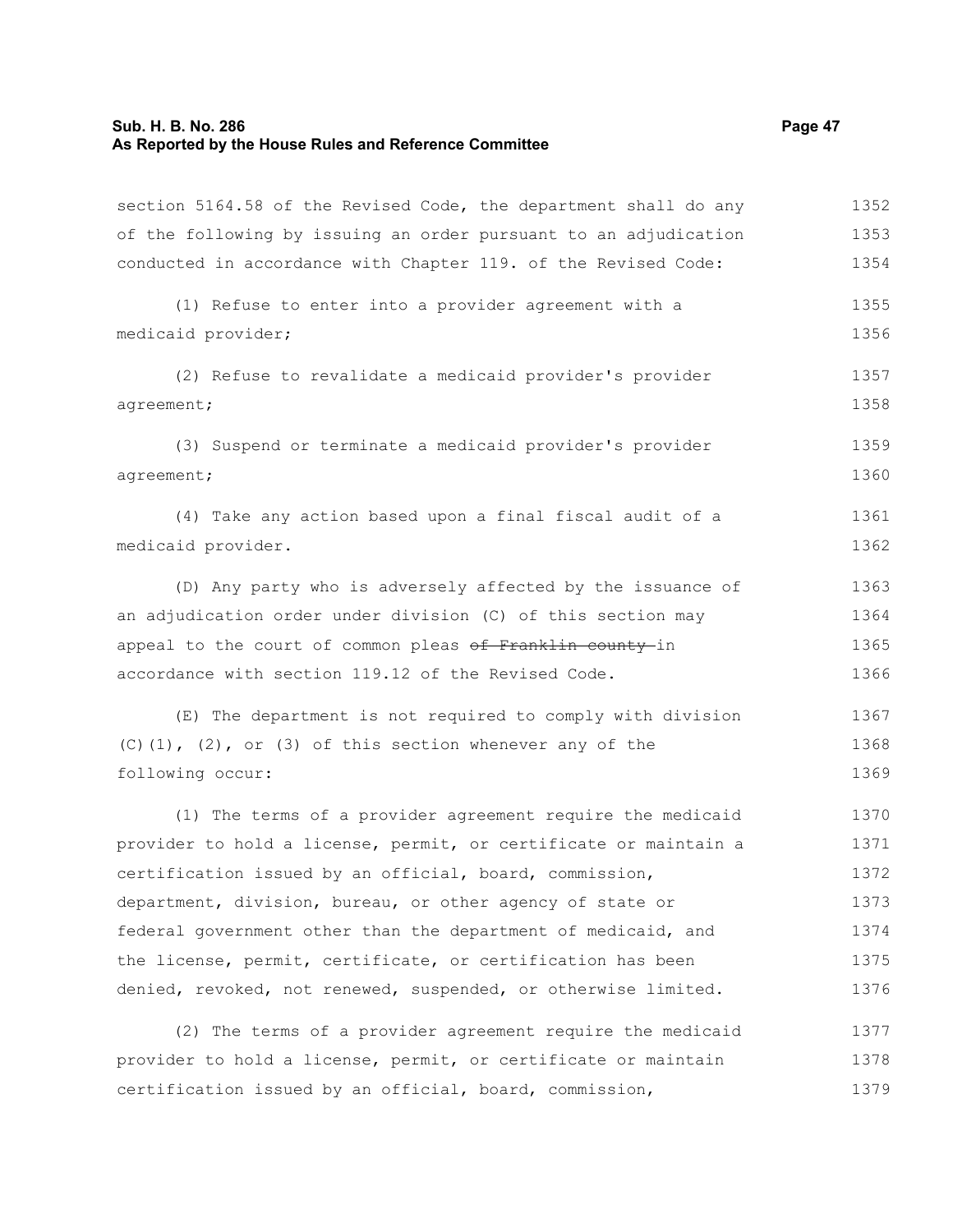section 5164.58 of the Revised Code, the department shall do any of the following by issuing an order pursuant to an adjudication conducted in accordance with Chapter 119. of the Revised Code:

(1) Refuse to enter into a provider agreement with a medicaid provider;

(2) Refuse to revalidate a medicaid provider's provider agreement;

(3) Suspend or terminate a medicaid provider's provider agreement;

(4) Take any action based upon a final fiscal audit of a medicaid provider.

(D) Any party who is adversely affected by the issuance of an adjudication order under division (C) of this section may appeal to the court of common pleas ~~of Franklin county~~ in accordance with section 119.12 of the Revised Code.

(E) The department is not required to comply with division (C)(1), (2), or (3) of this section whenever any of the following occur:

(1) The terms of a provider agreement require the medicaid provider to hold a license, permit, or certificate or maintain a certification issued by an official, board, commission, department, division, bureau, or other agency of state or federal government other than the department of medicaid, and the license, permit, certificate, or certification has been denied, revoked, not renewed, suspended, or otherwise limited.

(2) The terms of a provider agreement require the medicaid provider to hold a license, permit, or certificate or maintain certification issued by an official, board, commission,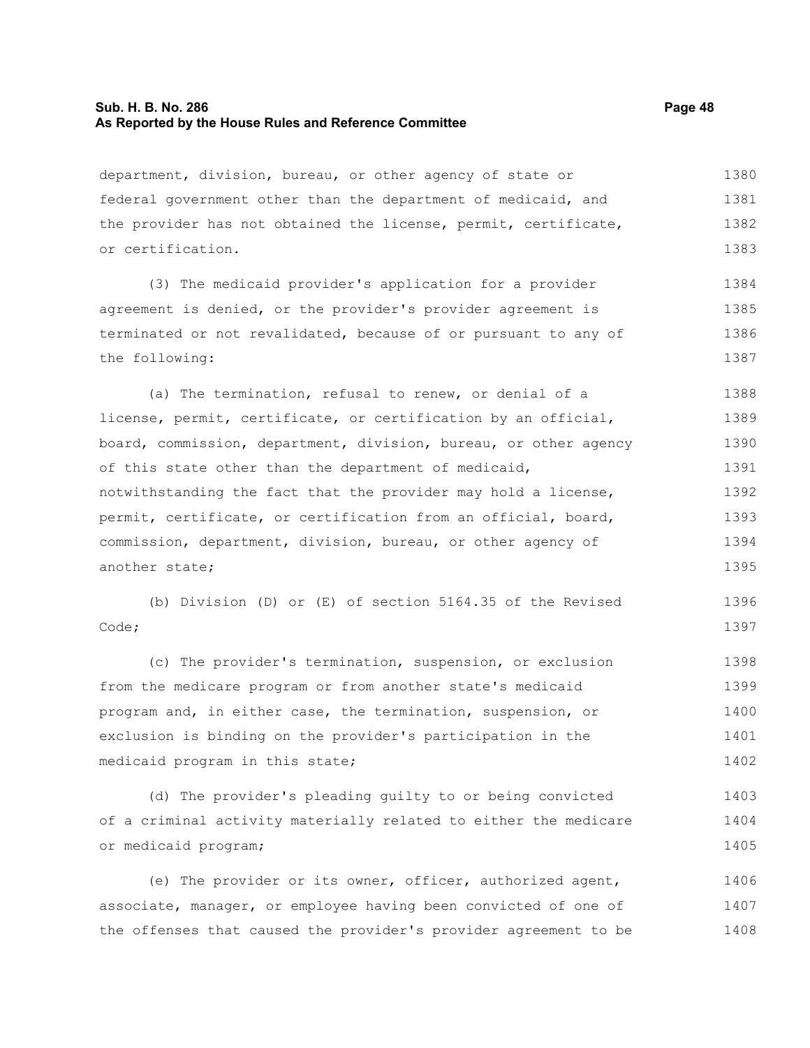department, division, bureau, or other agency of state or federal government other than the department of medicaid, and the provider has not obtained the license, permit, certificate, or certification.

(3) The medicaid provider's application for a provider agreement is denied, or the provider's provider agreement is terminated or not revalidated, because of or pursuant to any of the following:

(a) The termination, refusal to renew, or denial of a license, permit, certificate, or certification by an official, board, commission, department, division, bureau, or other agency of this state other than the department of medicaid, notwithstanding the fact that the provider may hold a license, permit, certificate, or certification from an official, board, commission, department, division, bureau, or other agency of another state;

(b) Division (D) or (E) of section 5164.35 of the Revised Code;

(c) The provider's termination, suspension, or exclusion from the medicare program or from another state's medicaid program and, in either case, the termination, suspension, or exclusion is binding on the provider's participation in the medicaid program in this state;

(d) The provider's pleading guilty to or being convicted of a criminal activity materially related to either the medicare or medicaid program;

(e) The provider or its owner, officer, authorized agent, associate, manager, or employee having been convicted of one of the offenses that caused the provider's provider agreement to be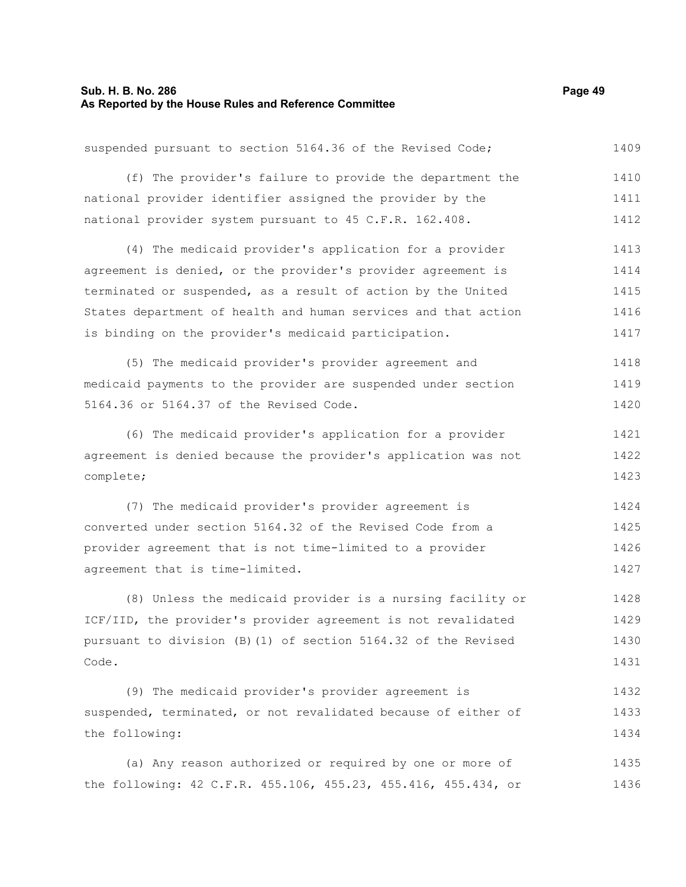suspended pursuant to section 5164.36 of the Revised Code;

(f) The provider's failure to provide the department the national provider identifier assigned the provider by the national provider system pursuant to 45 C.F.R. 162.408.

(4) The medicaid provider's application for a provider agreement is denied, or the provider's provider agreement is terminated or suspended, as a result of action by the United States department of health and human services and that action is binding on the provider's medicaid participation.

(5) The medicaid provider's provider agreement and medicaid payments to the provider are suspended under section 5164.36 or 5164.37 of the Revised Code.

(6) The medicaid provider's application for a provider agreement is denied because the provider's application was not complete;

(7) The medicaid provider's provider agreement is converted under section 5164.32 of the Revised Code from a provider agreement that is not time-limited to a provider agreement that is time-limited.

(8) Unless the medicaid provider is a nursing facility or ICF/IID, the provider's provider agreement is not revalidated pursuant to division (B)(1) of section 5164.32 of the Revised Code.

(9) The medicaid provider's provider agreement is suspended, terminated, or not revalidated because of either of the following:

(a) Any reason authorized or required by one or more of the following: 42 C.F.R. 455.106, 455.23, 455.416, 455.434, or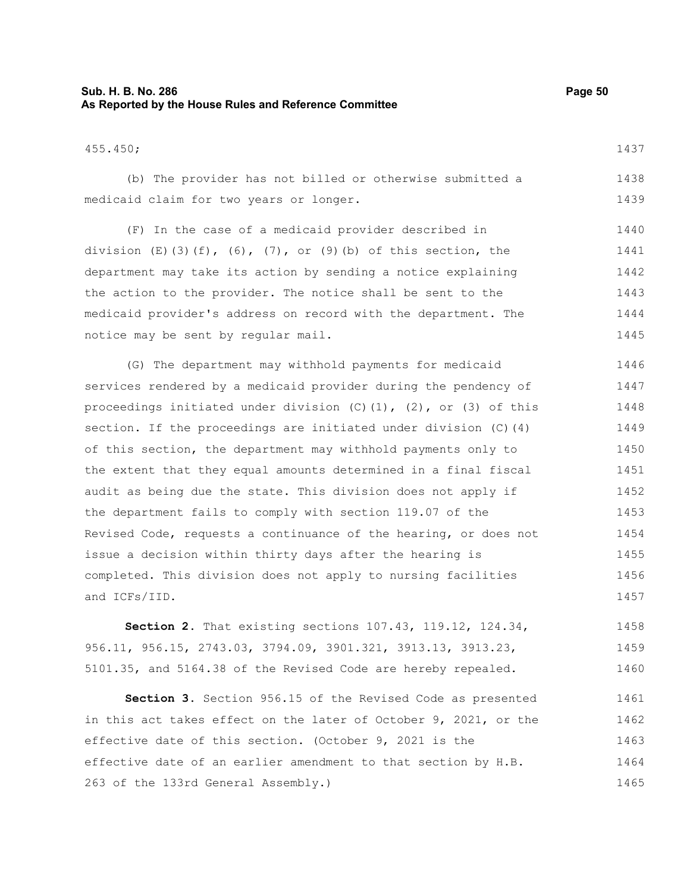455.450;

(b) The provider has not billed or otherwise submitted a medicaid claim for two years or longer.

(F) In the case of a medicaid provider described in division (E)(3)(f), (6), (7), or (9)(b) of this section, the department may take its action by sending a notice explaining the action to the provider. The notice shall be sent to the medicaid provider's address on record with the department. The notice may be sent by regular mail.

(G) The department may withhold payments for medicaid services rendered by a medicaid provider during the pendency of proceedings initiated under division (C)(1), (2), or (3) of this section. If the proceedings are initiated under division (C)(4) of this section, the department may withhold payments only to the extent that they equal amounts determined in a final fiscal audit as being due the state. This division does not apply if the department fails to comply with section 119.07 of the Revised Code, requests a continuance of the hearing, or does not issue a decision within thirty days after the hearing is completed. This division does not apply to nursing facilities and ICFs/IID.

**Section 2.** That existing sections 107.43, 119.12, 124.34, 956.11, 956.15, 2743.03, 3794.09, 3901.321, 3913.13, 3913.23, 5101.35, and 5164.38 of the Revised Code are hereby repealed.

**Section 3.** Section 956.15 of the Revised Code as presented in this act takes effect on the later of October 9, 2021, or the effective date of this section. (October 9, 2021 is the effective date of an earlier amendment to that section by H.B. 263 of the 133rd General Assembly.)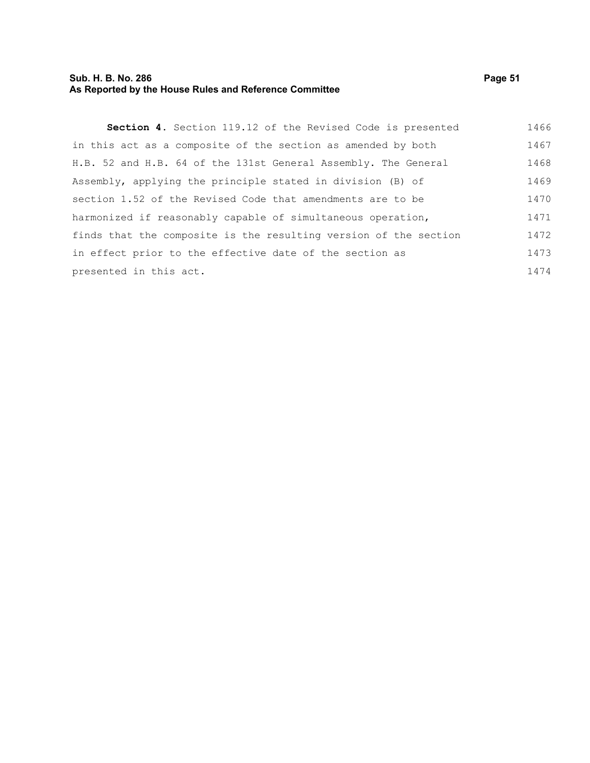**Section 4.** Section 119.12 of the Revised Code is presented in this act as a composite of the section as amended by both H.B. 52 and H.B. 64 of the 131st General Assembly. The General Assembly, applying the principle stated in division (B) of section 1.52 of the Revised Code that amendments are to be harmonized if reasonably capable of simultaneous operation, finds that the composite is the resulting version of the section in effect prior to the effective date of the section as presented in this act.